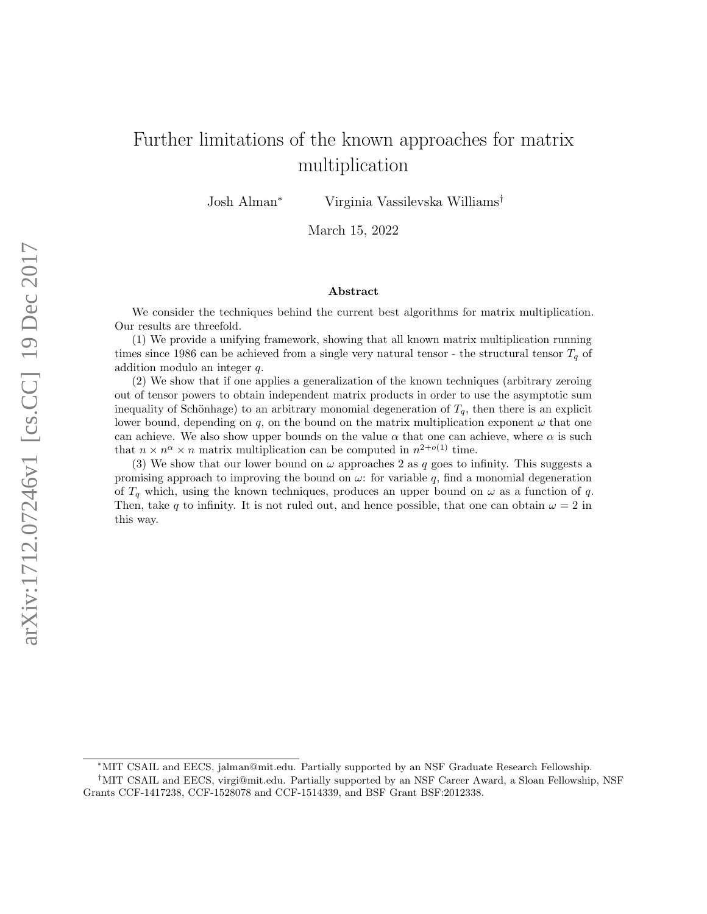# Further limitations of the known approaches for matrix multiplication

Josh Alman[*] Virginia Vassilevska Williams[†]

March 15, 2022

### Abstract

We consider the techniques behind the current best algorithms for matrix multiplication. Our results are threefold.

(1) We provide a unifying framework, showing that all known matrix multiplication running times since 1986 can be achieved from a single very natural tensor - the structural tensor $T_q$ of addition modulo an integer $q$.

(2) We show that if one applies a generalization of the known techniques (arbitrary zeroing out of tensor powers to obtain independent matrix products in order to use the asymptotic sum inequality of Schönhage) to an arbitrary monomial degeneration of $T_q$, then there is an explicit lower bound, depending on $q$, on the bound on the matrix multiplication exponent $\omega$ that one can achieve. We also show upper bounds on the value $\alpha$ that one can achieve, where $\alpha$ is such that $n \times n^{\alpha} \times n$ matrix multiplication can be computed in $n^{2+o(1)}$ time.

(3) We show that our lower bound on $\omega$ approaches 2 as $q$ goes to infinity. This suggests a promising approach to improving the bound on $\omega$: for variable $q$, find a monomial degeneration of $T_q$ which, using the known techniques, produces an upper bound on $\omega$ as a function of $q$. Then, take $q$ to infinity. It is not ruled out, and hence possible, that one can obtain $\omega = 2$ in this way.

[*]MIT CSAIL and EECS, jalman@mit.edu. Partially supported by an NSF Graduate Research Fellowship.

[†]MIT CSAIL and EECS, virgi@mit.edu. Partially supported by an NSF Career Award, a Sloan Fellowship, NSF Grants CCF-1417238, CCF-1528078 and CCF-1514339, and BSF Grant BSF:2012338.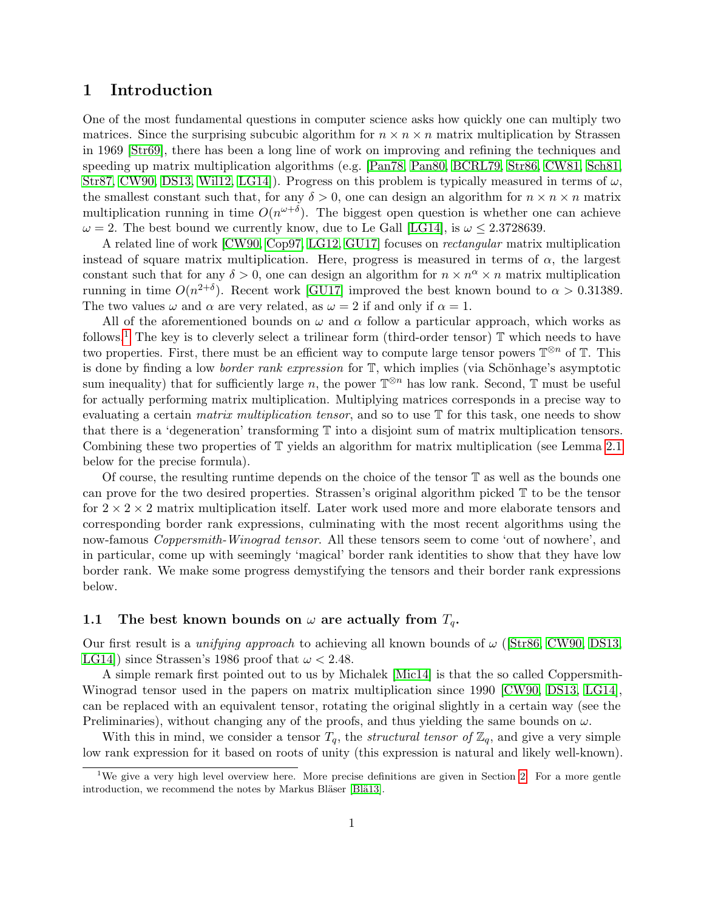# 1 Introduction

One of the most fundamental questions in computer science asks how quickly one can multiply two matrices. Since the surprising subcubic algorithm for $n \times n \times n$ matrix multiplication by Strassen in 1969 [Str69], there has been a long line of work on improving and refining the techniques and speeding up matrix multiplication algorithms (e.g. [Pan78, Pan80, BCRL79, Str86, CW81, Sch81, Str87, CW90, DS13, Wil12, LG14]). Progress on this problem is typically measured in terms of $\omega$, the smallest constant such that, for any $\delta > 0$, one can design an algorithm for $n \times n \times n$ matrix multiplication running in time $O(n^{\omega+\delta})$. The biggest open question is whether one can achieve $\omega = 2$. The best bound we currently know, due to Le Gall [LG14], is $\omega \leq 2.3728639$.

A related line of work [CW90, Cop97, LG12, GU17] focuses on *rectangular* matrix multiplication instead of square matrix multiplication. Here, progress is measured in terms of $\alpha$, the largest constant such that for any $\delta > 0$, one can design an algorithm for $n \times n^{\alpha} \times n$ matrix multiplication running in time $O(n^{2+\delta})$. Recent work [GU17] improved the best known bound to $\alpha > 0.31389$. The two values $\omega$ and $\alpha$ are very related, as $\omega = 2$ if and only if $\alpha = 1$.

All of the aforementioned bounds on $\omega$ and $\alpha$ follow a particular approach, which works as follows.[1] The key is to cleverly select a trilinear form (third-order tensor) $\mathbb{T}$ which needs to have two properties. First, there must be an efficient way to compute large tensor powers $\mathbb{T}^{\otimes n}$ of $\mathbb{T}$. This is done by finding a low *border rank expression* for $\mathbb{T}$, which implies (via Schönhage's asymptotic sum inequality) that for sufficiently large $n$, the power $\mathbb{T}^{\otimes n}$ has low rank. Second, $\mathbb{T}$ must be useful for actually performing matrix multiplication. Multiplying matrices corresponds in a precise way to evaluating a certain *matrix multiplication tensor*, and so to use $\mathbb{T}$ for this task, one needs to show that there is a 'degeneration' transforming $\mathbb{T}$ into a disjoint sum of matrix multiplication tensors. Combining these two properties of $\mathbb{T}$ yields an algorithm for matrix multiplication (see Lemma 2.1 below for the precise formula).

Of course, the resulting runtime depends on the choice of the tensor $\mathbb{T}$ as well as the bounds one can prove for the two desired properties. Strassen's original algorithm picked $\mathbb{T}$ to be the tensor for $2 \times 2 \times 2$ matrix multiplication itself. Later work used more and more elaborate tensors and corresponding border rank expressions, culminating with the most recent algorithms using the now-famous *Coppersmith-Winograd tensor*. All these tensors seem to come 'out of nowhere', and in particular, come up with seemingly 'magical' border rank identities to show that they have low border rank. We make some progress demystifying the tensors and their border rank expressions below.

## 1.1 The best known bounds on $\omega$ are actually from $T_q$.

Our first result is a *unifying approach* to achieving all known bounds of $\omega$ ([Str86, CW90, DS13, LG14]) since Strassen's 1986 proof that $\omega < 2.48$.

A simple remark first pointed out to us by Michalek [Mic14] is that the so called Coppersmith-Winograd tensor used in the papers on matrix multiplication since 1990 [CW90, DS13, LG14], can be replaced with an equivalent tensor, rotating the original slightly in a certain way (see the Preliminaries), without changing any of the proofs, and thus yielding the same bounds on $\omega$.

With this in mind, we consider a tensor $T_q$, the *structural tensor of* $\mathbb{Z}_q$, and give a very simple low rank expression for it based on roots of unity (this expression is natural and likely well-known).

[1] We give a very high level overview here. More precise definitions are given in Section 2. For a more gentle introduction, we recommend the notes by Markus Bläser [Blä13].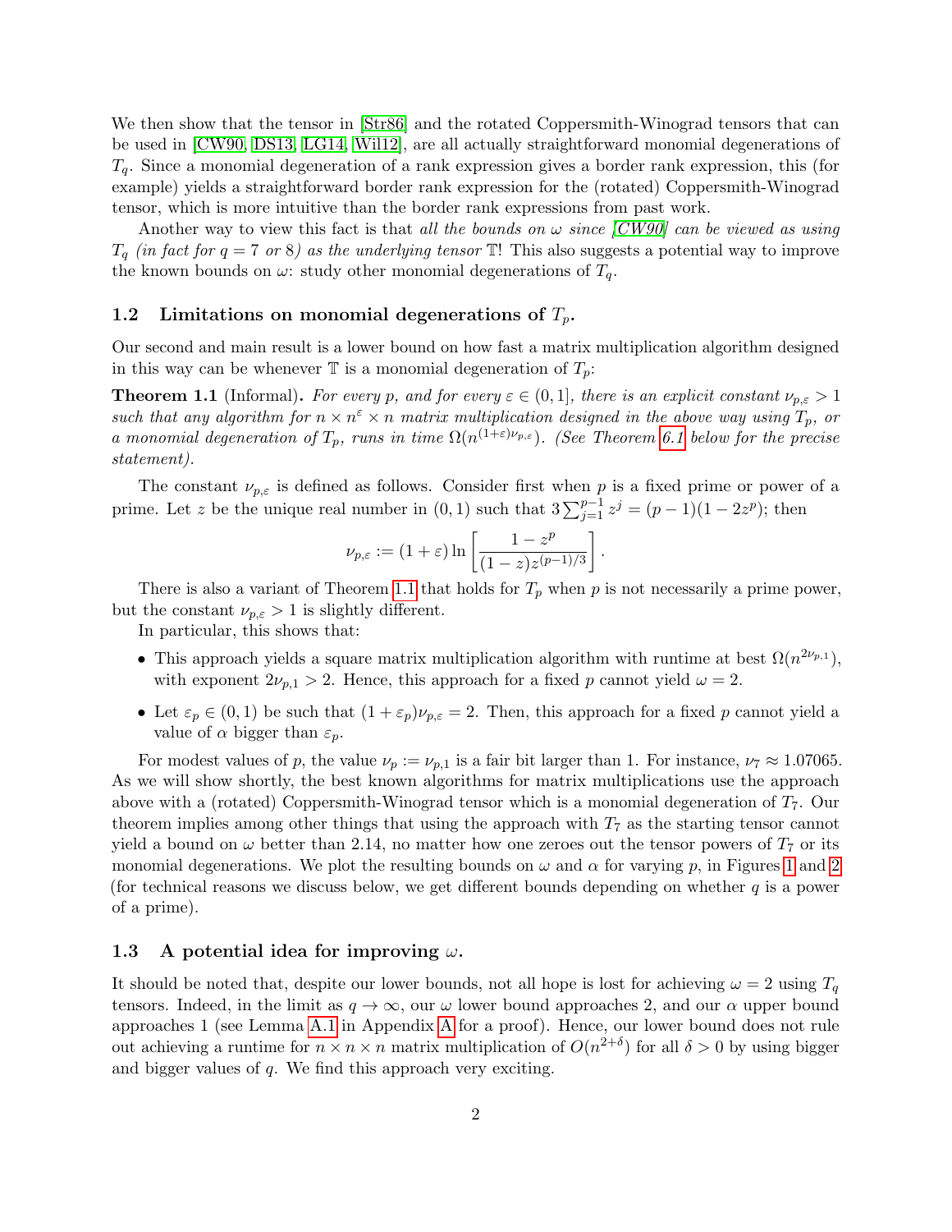We then show that the tensor in [Str86] and the rotated Coppersmith-Winograd tensors that can be used in [CW90, DS13, LG14, Wil12], are all actually straightforward monomial degenerations of $T_q$. Since a monomial degeneration of a rank expression gives a border rank expression, this (for example) yields a straightforward border rank expression for the (rotated) Coppersmith-Winograd tensor, which is more intuitive than the border rank expressions from past work.

Another way to view this fact is that *all the bounds on $\omega$ since [CW90] can be viewed as using $T_q$ (in fact for $q = 7$ or $8$) as the underlying tensor $\mathbb{T}$!* This also suggests a potential way to improve the known bounds on $\omega$: study other monomial degenerations of $T_q$.

### 1.2 Limitations on monomial degenerations of $T_p$.

Our second and main result is a lower bound on how fast a matrix multiplication algorithm designed in this way can be whenever $\mathbb{T}$ is a monomial degeneration of $T_p$:

**Theorem 1.1** (Informal)**.** *For every $p$, and for every $\varepsilon \in (0, 1]$, there is an explicit constant $\nu_{p,\varepsilon} > 1$ such that any algorithm for $n \times n^{\varepsilon} \times n$ matrix multiplication designed in the above way using $T_p$, or a monomial degeneration of $T_p$, runs in time $\Omega(n^{(1+\varepsilon)\nu_{p,\varepsilon}})$. (See Theorem 6.1 below for the precise statement).*

The constant $\nu_{p,\varepsilon}$ is defined as follows. Consider first when $p$ is a fixed prime or power of a prime. Let $z$ be the unique real number in $(0, 1)$ such that $3 \sum_{j=1}^{p-1} z^j = (p - 1)(1 - 2z^p)$; then

$$\nu_{p,\varepsilon} := (1 + \varepsilon) \ln \left[ \frac{1 - z^p}{(1 - z)z^{(p-1)/3}} \right].$$

There is also a variant of Theorem 1.1 that holds for $T_p$ when $p$ is not necessarily a prime power, but the constant $\nu_{p,\varepsilon} > 1$ is slightly different.

In particular, this shows that:

- This approach yields a square matrix multiplication algorithm with runtime at best $\Omega(n^{2\nu_{p,1}})$, with exponent $2\nu_{p,1} > 2$. Hence, this approach for a fixed $p$ cannot yield $\omega = 2$.
- Let $\varepsilon_p \in (0, 1)$ be such that $(1 + \varepsilon_p)\nu_{p,\varepsilon} = 2$. Then, this approach for a fixed $p$ cannot yield a value of $\alpha$ bigger than $\varepsilon_p$.

For modest values of $p$, the value $\nu_p := \nu_{p,1}$ is a fair bit larger than 1. For instance, $\nu_7 \approx 1.07065$. As we will show shortly, the best known algorithms for matrix multiplications use the approach above with a (rotated) Coppersmith-Winograd tensor which is a monomial degeneration of $T_7$. Our theorem implies among other things that using the approach with $T_7$ as the starting tensor cannot yield a bound on $\omega$ better than 2.14, no matter how one zeroes out the tensor powers of $T_7$ or its monomial degenerations. We plot the resulting bounds on $\omega$ and $\alpha$ for varying $p$, in Figures 1 and 2 (for technical reasons we discuss below, we get different bounds depending on whether $q$ is a power of a prime).

### 1.3 A potential idea for improving $\omega$.

It should be noted that, despite our lower bounds, not all hope is lost for achieving $\omega = 2$ using $T_q$ tensors. Indeed, in the limit as $q \to \infty$, our $\omega$ lower bound approaches 2, and our $\alpha$ upper bound approaches 1 (see Lemma A.1 in Appendix A for a proof). Hence, our lower bound does not rule out achieving a runtime for $n \times n \times n$ matrix multiplication of $O(n^{2+\delta})$ for all $\delta > 0$ by using bigger and bigger values of $q$. We find this approach very exciting.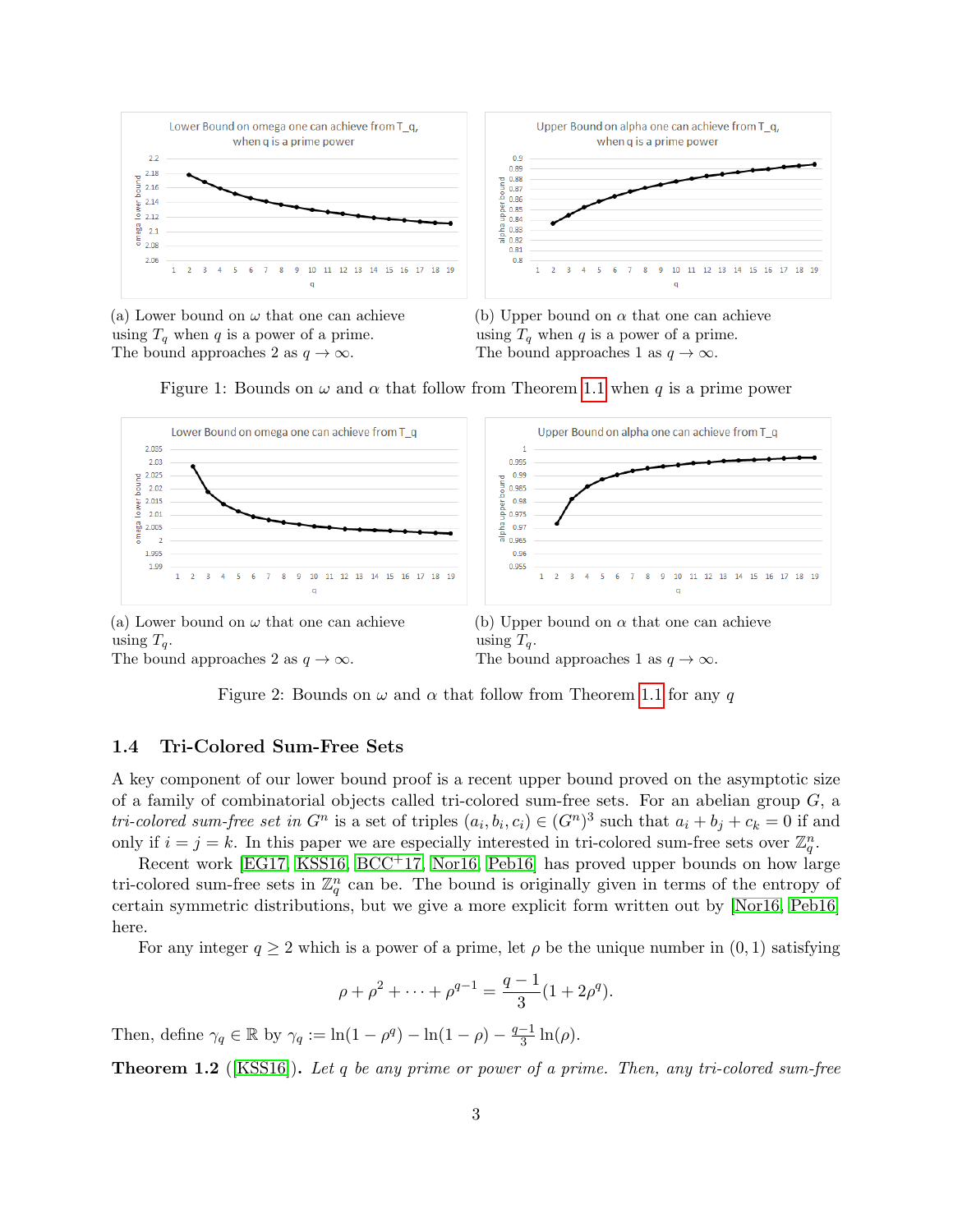(a) Lower bound on $\omega$ that one can achieve using $T_q$ when $q$ is a power of a prime. The bound approaches 2 as $q \to \infty$.

(b) Upper bound on $\alpha$ that one can achieve using $T_q$ when $q$ is a power of a prime. The bound approaches 1 as $q \to \infty$.

Figure 1: Bounds on $\omega$ and $\alpha$ that follow from Theorem 1.1 when $q$ is a prime power

(a) Lower bound on $\omega$ that one can achieve using $T_q$. The bound approaches 2 as $q \to \infty$.

(b) Upper bound on $\alpha$ that one can achieve using $T_q$. The bound approaches 1 as $q \to \infty$.

Figure 2: Bounds on $\omega$ and $\alpha$ that follow from Theorem 1.1 for any $q$

### 1.4 Tri-Colored Sum-Free Sets

A key component of our lower bound proof is a recent upper bound proved on the asymptotic size of a family of combinatorial objects called tri-colored sum-free sets. For an abelian group $G$, a *tri-colored sum-free set in* $G^n$ is a set of triples $(a_i, b_i, c_i) \in (G^n)^3$ such that $a_i + b_j + c_k = 0$ if and only if $i = j = k$. In this paper we are especially interested in tri-colored sum-free sets over $\mathbb{Z}_q^n$.

Recent work [EG17, KSS16, BCC+17, Nor16, Peb16] has proved upper bounds on how large tri-colored sum-free sets in $\mathbb{Z}_q^n$ can be. The bound is originally given in terms of the entropy of certain symmetric distributions, but we give a more explicit form written out by [Nor16, Peb16] here.

For any integer $q \geq 2$ which is a power of a prime, let $\rho$ be the unique number in $(0, 1)$ satisfying

$$\rho + \rho^2 + \cdots + \rho^{q-1} = \frac{q-1}{3}(1 + 2\rho^q).$$

Then, define $\gamma_q \in \mathbb{R}$ by $\gamma_q := \ln(1 - \rho^q) - \ln(1 - \rho) - \frac{q-1}{3}\ln(\rho)$.

**Theorem 1.2** ([KSS16]). *Let $q$ be any prime or power of a prime. Then, any tri-colored sum-free*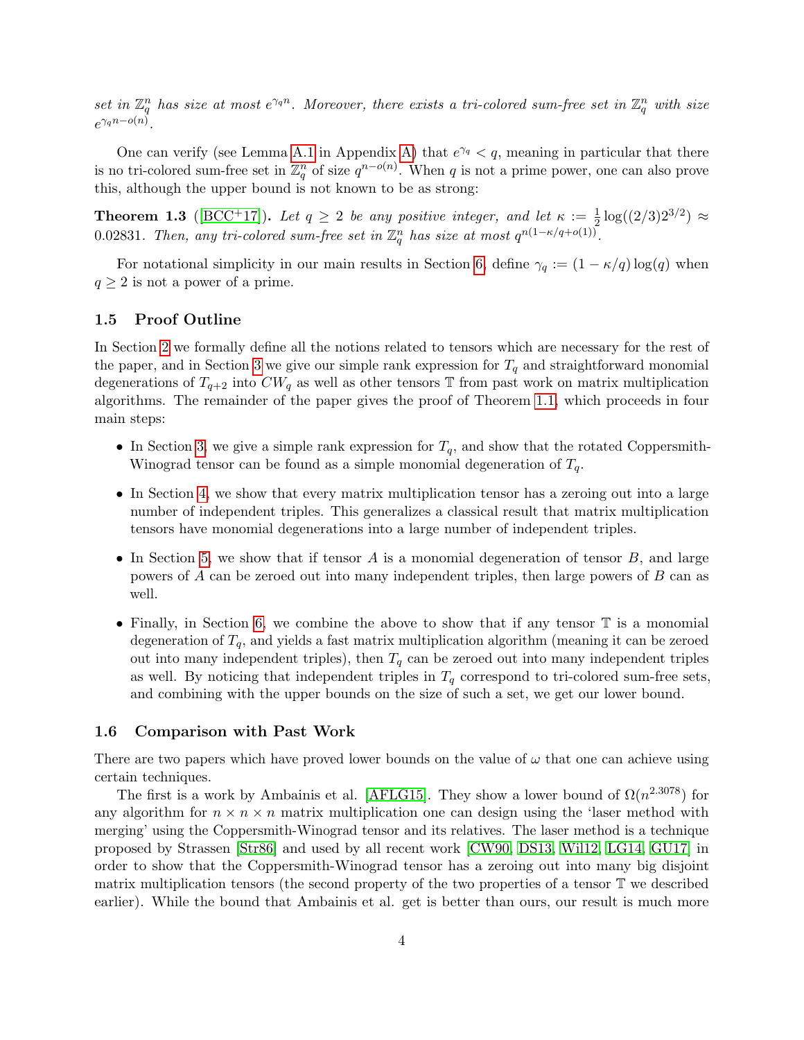*set in* $\mathbb{Z}_q^n$ *has size at most* $e^{\gamma_q n}$*. Moreover, there exists a tri-colored sum-free set in* $\mathbb{Z}_q^n$ *with size* $e^{\gamma_q n - o(n)}$*.*

One can verify (see Lemma A.1 in Appendix A) that $e^{\gamma_q} < q$, meaning in particular that there is no tri-colored sum-free set in $\mathbb{Z}_q^n$ of size $q^{n-o(n)}$. When $q$ is not a prime power, one can also prove this, although the upper bound is not known to be as strong:

**Theorem 1.3** ([BCC+17])**.** *Let* $q \geq 2$ *be any positive integer, and let* $\kappa := \frac{1}{2}\log((2/3)2^{3/2}) \approx 0.02831$*. Then, any tri-colored sum-free set in* $\mathbb{Z}_q^n$ *has size at most* $q^{n(1-\kappa/q+o(1))}$*.*

For notational simplicity in our main results in Section 6, define $\gamma_q := (1 - \kappa/q)\log(q)$ when $q \geq 2$ is not a power of a prime.

### 1.5 Proof Outline

In Section 2 we formally define all the notions related to tensors which are necessary for the rest of the paper, and in Section 3 we give our simple rank expression for $T_q$ and straightforward monomial degenerations of $T_{q+2}$ into $CW_q$ as well as other tensors $\mathbb{T}$ from past work on matrix multiplication algorithms. The remainder of the paper gives the proof of Theorem 1.1, which proceeds in four main steps:

- In Section 3, we give a simple rank expression for $T_q$, and show that the rotated Coppersmith-Winograd tensor can be found as a simple monomial degeneration of $T_q$.
- In Section 4, we show that every matrix multiplication tensor has a zeroing out into a large number of independent triples. This generalizes a classical result that matrix multiplication tensors have monomial degenerations into a large number of independent triples.
- In Section 5, we show that if tensor $A$ is a monomial degeneration of tensor $B$, and large powers of $A$ can be zeroed out into many independent triples, then large powers of $B$ can as well.
- Finally, in Section 6, we combine the above to show that if any tensor $\mathbb{T}$ is a monomial degeneration of $T_q$, and yields a fast matrix multiplication algorithm (meaning it can be zeroed out into many independent triples), then $T_q$ can be zeroed out into many independent triples as well. By noticing that independent triples in $T_q$ correspond to tri-colored sum-free sets, and combining with the upper bounds on the size of such a set, we get our lower bound.

### 1.6 Comparison with Past Work

There are two papers which have proved lower bounds on the value of $\omega$ that one can achieve using certain techniques.

The first is a work by Ambainis et al. [AFLG15]. They show a lower bound of $\Omega(n^{2.3078})$ for any algorithm for $n \times n \times n$ matrix multiplication one can design using the 'laser method with merging' using the Coppersmith-Winograd tensor and its relatives. The laser method is a technique proposed by Strassen [Str86] and used by all recent work [CW90, DS13, Wil12, LG14, GU17] in order to show that the Coppersmith-Winograd tensor has a zeroing out into many big disjoint matrix multiplication tensors (the second property of the two properties of a tensor $\mathbb{T}$ we described earlier). While the bound that Ambainis et al. get is better than ours, our result is much more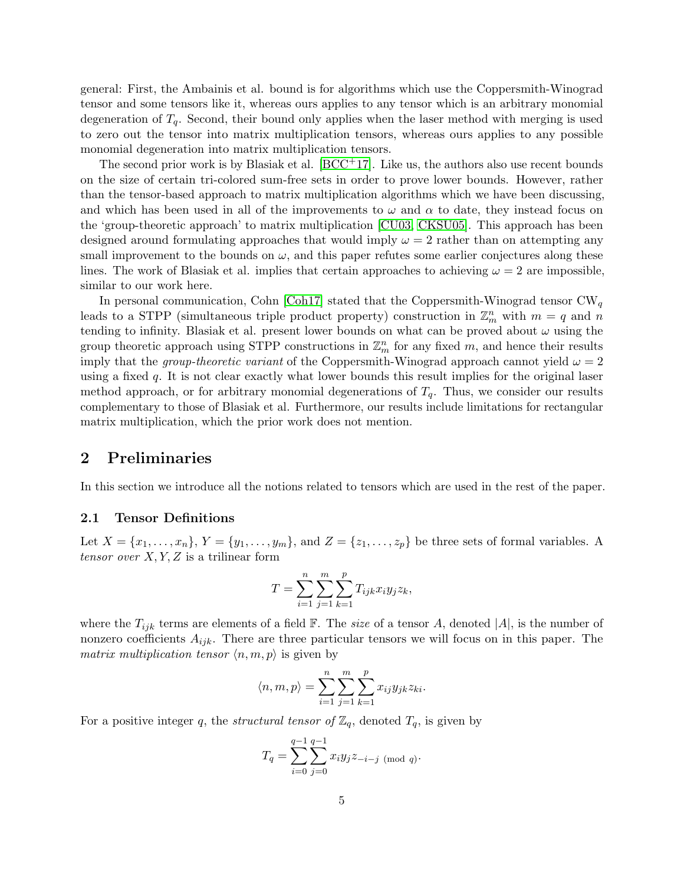general: First, the Ambainis et al. bound is for algorithms which use the Coppersmith-Winograd tensor and some tensors like it, whereas ours applies to any tensor which is an arbitrary monomial degeneration of $T_q$. Second, their bound only applies when the laser method with merging is used to zero out the tensor into matrix multiplication tensors, whereas ours applies to any possible monomial degeneration into matrix multiplication tensors.

The second prior work is by Blasiak et al. [BCC+17]. Like us, the authors also use recent bounds on the size of certain tri-colored sum-free sets in order to prove lower bounds. However, rather than the tensor-based approach to matrix multiplication algorithms which we have been discussing, and which has been used in all of the improvements to $\omega$ and $\alpha$ to date, they instead focus on the 'group-theoretic approach' to matrix multiplication [CU03, CKSU05]. This approach has been designed around formulating approaches that would imply $\omega = 2$ rather than on attempting any small improvement to the bounds on $\omega$, and this paper refutes some earlier conjectures along these lines. The work of Blasiak et al. implies that certain approaches to achieving $\omega = 2$ are impossible, similar to our work here.

In personal communication, Cohn [Coh17] stated that the Coppersmith-Winograd tensor $\mathrm{CW}_q$ leads to a STPP (simultaneous triple product property) construction in $\mathbb{Z}_m^n$ with $m = q$ and $n$ tending to infinity. Blasiak et al. present lower bounds on what can be proved about $\omega$ using the group theoretic approach using STPP constructions in $\mathbb{Z}_m^n$ for any fixed $m$, and hence their results imply that the *group-theoretic variant* of the Coppersmith-Winograd approach cannot yield $\omega = 2$ using a fixed $q$. It is not clear exactly what lower bounds this result implies for the original laser method approach, or for arbitrary monomial degenerations of $T_q$. Thus, we consider our results complementary to those of Blasiak et al. Furthermore, our results include limitations for rectangular matrix multiplication, which the prior work does not mention.

# 2 Preliminaries

In this section we introduce all the notions related to tensors which are used in the rest of the paper.

## 2.1 Tensor Definitions

Let $X = \{x_1, \ldots, x_n\}$, $Y = \{y_1, \ldots, y_m\}$, and $Z = \{z_1, \ldots, z_p\}$ be three sets of formal variables. A *tensor over* $X, Y, Z$ is a trilinear form

$$T = \sum_{i=1}^{n} \sum_{j=1}^{m} \sum_{k=1}^{p} T_{ijk} x_i y_j z_k,$$

where the $T_{ijk}$ terms are elements of a field $\mathbb{F}$. The *size* of a tensor $A$, denoted $|A|$, is the number of nonzero coefficients $A_{ijk}$. There are three particular tensors we will focus on in this paper. The *matrix multiplication tensor* $\langle n, m, p \rangle$ is given by

$$\langle n, m, p \rangle = \sum_{i=1}^{n} \sum_{j=1}^{m} \sum_{k=1}^{p} x_{ij} y_{jk} z_{ki}.$$

For a positive integer $q$, the *structural tensor of* $\mathbb{Z}_q$, denoted $T_q$, is given by

$$T_q = \sum_{i=0}^{q-1} \sum_{j=0}^{q-1} x_i y_j z_{-i-j \pmod{q}}.$$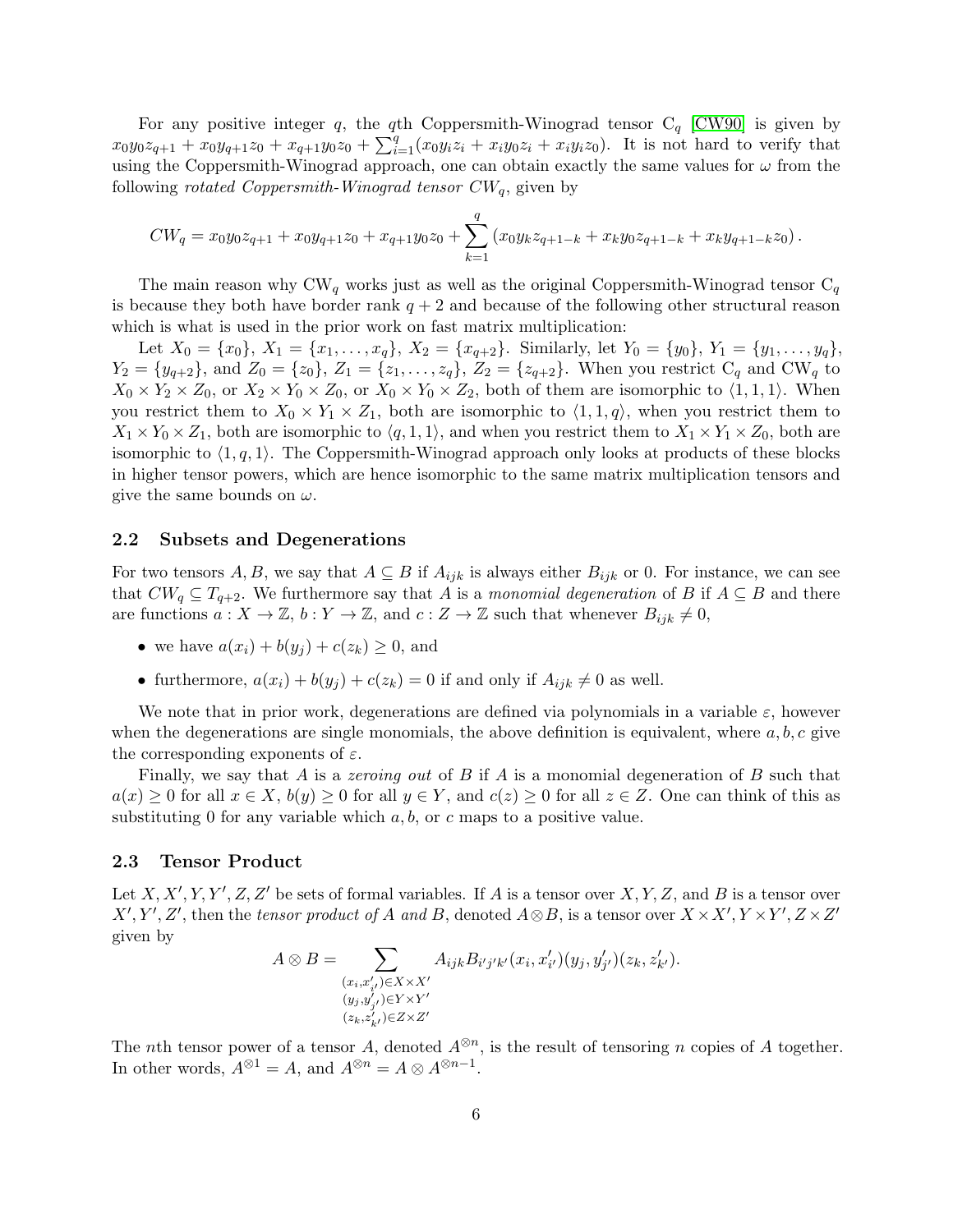For any positive integer $q$, the $q$th Coppersmith-Winograd tensor $\mathrm{C}_q$ [CW90] is given by $x_0y_0z_{q+1} + x_0y_{q+1}z_0 + x_{q+1}y_0z_0 + \sum_{i=1}^{q}(x_0y_iz_i + x_iy_0z_i + x_iy_iz_0)$. It is not hard to verify that using the Coppersmith-Winograd approach, one can obtain exactly the same values for $\omega$ from the following *rotated Coppersmith-Winograd tensor* $CW_q$, given by

$$CW_q = x_0y_0z_{q+1} + x_0y_{q+1}z_0 + x_{q+1}y_0z_0 + \sum_{k=1}^{q}\left(x_0y_kz_{q+1-k} + x_ky_0z_{q+1-k} + x_ky_{q+1-k}z_0\right).$$

The main reason why $\mathrm{CW}_q$ works just as well as the original Coppersmith-Winograd tensor $\mathrm{C}_q$ is because they both have border rank $q+2$ and because of the following other structural reason which is what is used in the prior work on fast matrix multiplication:

Let $X_0 = \{x_0\}$, $X_1 = \{x_1, \ldots, x_q\}$, $X_2 = \{x_{q+2}\}$. Similarly, let $Y_0 = \{y_0\}$, $Y_1 = \{y_1, \ldots, y_q\}$, $Y_2 = \{y_{q+2}\}$, and $Z_0 = \{z_0\}$, $Z_1 = \{z_1, \ldots, z_q\}$, $Z_2 = \{z_{q+2}\}$. When you restrict $\mathrm{C}_q$ and $\mathrm{CW}_q$ to $X_0 \times Y_2 \times Z_0$, or $X_2 \times Y_0 \times Z_0$, or $X_0 \times Y_0 \times Z_2$, both of them are isomorphic to $\langle 1,1,1\rangle$. When you restrict them to $X_0 \times Y_1 \times Z_1$, both are isomorphic to $\langle 1,1,q\rangle$, when you restrict them to $X_1 \times Y_0 \times Z_1$, both are isomorphic to $\langle q,1,1\rangle$, and when you restrict them to $X_1 \times Y_1 \times Z_0$, both are isomorphic to $\langle 1,q,1\rangle$. The Coppersmith-Winograd approach only looks at products of these blocks in higher tensor powers, which are hence isomorphic to the same matrix multiplication tensors and give the same bounds on $\omega$.

## 2.2 Subsets and Degenerations

For two tensors $A, B$, we say that $A \subseteq B$ if $A_{ijk}$ is always either $B_{ijk}$ or 0. For instance, we can see that $CW_q \subseteq T_{q+2}$. We furthermore say that $A$ is a *monomial degeneration* of $B$ if $A \subseteq B$ and there are functions $a : X \to \mathbb{Z}$, $b : Y \to \mathbb{Z}$, and $c : Z \to \mathbb{Z}$ such that whenever $B_{ijk} \neq 0$,

- we have $a(x_i) + b(y_j) + c(z_k) \geq 0$, and
- furthermore, $a(x_i) + b(y_j) + c(z_k) = 0$ if and only if $A_{ijk} \neq 0$ as well.

We note that in prior work, degenerations are defined via polynomials in a variable $\varepsilon$, however when the degenerations are single monomials, the above definition is equivalent, where $a, b, c$ give the corresponding exponents of $\varepsilon$.

Finally, we say that $A$ is a *zeroing out* of $B$ if $A$ is a monomial degeneration of $B$ such that $a(x) \geq 0$ for all $x \in X$, $b(y) \geq 0$ for all $y \in Y$, and $c(z) \geq 0$ for all $z \in Z$. One can think of this as substituting 0 for any variable which $a, b,$ or $c$ maps to a positive value.

## 2.3 Tensor Product

Let $X, X', Y, Y', Z, Z'$ be sets of formal variables. If $A$ is a tensor over $X, Y, Z$, and $B$ is a tensor over $X', Y', Z'$, then the *tensor product of $A$ and $B$*, denoted $A \otimes B$, is a tensor over $X \times X', Y \times Y', Z \times Z'$ given by

$$A \otimes B = \sum_{\substack{(x_i, x'_{i'}) \in X \times X' \\ (y_j, y'_{j'}) \in Y \times Y' \\ (z_k, z'_{k'}) \in Z \times Z'}} A_{ijk} B_{i'j'k'} (x_i, x'_{i'})(y_j, y'_{j'})(z_k, z'_{k'}).$$

The $n$th tensor power of a tensor $A$, denoted $A^{\otimes n}$, is the result of tensoring $n$ copies of $A$ together. In other words, $A^{\otimes 1} = A$, and $A^{\otimes n} = A \otimes A^{\otimes n-1}$.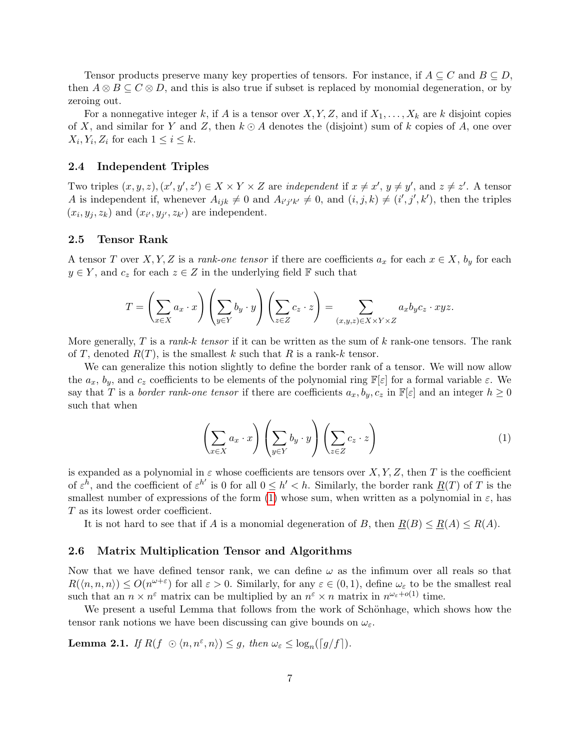Tensor products preserve many key properties of tensors. For instance, if $A \subseteq C$ and $B \subseteq D$, then $A \otimes B \subseteq C \otimes D$, and this is also true if subset is replaced by monomial degeneration, or by zeroing out.

For a nonnegative integer $k$, if $A$ is a tensor over $X, Y, Z$, and if $X_1, \ldots, X_k$ are $k$ disjoint copies of $X$, and similar for $Y$ and $Z$, then $k \odot A$ denotes the (disjoint) sum of $k$ copies of $A$, one over $X_i, Y_i, Z_i$ for each $1 \leq i \leq k$.

### 2.4 Independent Triples

Two triples $(x, y, z), (x', y', z') \in X \times Y \times Z$ are *independent* if $x \neq x'$, $y \neq y'$, and $z \neq z'$. A tensor $A$ is independent if, whenever $A_{ijk} \neq 0$ and $A_{i'j'k'} \neq 0$, and $(i, j, k) \neq (i', j', k')$, then the triples $(x_i, y_j, z_k)$ and $(x_{i'}, y_{j'}, z_{k'})$ are independent.

### 2.5 Tensor Rank

A tensor $T$ over $X, Y, Z$ is a *rank-one tensor* if there are coefficients $a_x$ for each $x \in X$, $b_y$ for each $y \in Y$, and $c_z$ for each $z \in Z$ in the underlying field $\mathbb{F}$ such that

$$T = \left(\sum_{x \in X} a_x \cdot x\right)\left(\sum_{y \in Y} b_y \cdot y\right)\left(\sum_{z \in Z} c_z \cdot z\right) = \sum_{(x,y,z) \in X \times Y \times Z} a_x b_y c_z \cdot xyz.$$

More generally, $T$ is a *rank-$k$ tensor* if it can be written as the sum of $k$ rank-one tensors. The rank of $T$, denoted $R(T)$, is the smallest $k$ such that $R$ is a rank-$k$ tensor.

We can generalize this notion slightly to define the border rank of a tensor. We will now allow the $a_x$, $b_y$, and $c_z$ coefficients to be elements of the polynomial ring $\mathbb{F}[\varepsilon]$ for a formal variable $\varepsilon$. We say that $T$ is a *border rank-one tensor* if there are coefficients $a_x, b_y, c_z$ in $\mathbb{F}[\varepsilon]$ and an integer $h \geq 0$ such that when

$$\left(\sum_{x \in X} a_x \cdot x\right)\left(\sum_{y \in Y} b_y \cdot y\right)\left(\sum_{z \in Z} c_z \cdot z\right) \tag{1}$$

is expanded as a polynomial in $\varepsilon$ whose coefficients are tensors over $X, Y, Z$, then $T$ is the coefficient of $\varepsilon^h$, and the coefficient of $\varepsilon^{h'}$ is 0 for all $0 \leq h' < h$. Similarly, the border rank $\underline{R}(T)$ of $T$ is the smallest number of expressions of the form (1) whose sum, when written as a polynomial in $\varepsilon$, has $T$ as its lowest order coefficient.

It is not hard to see that if $A$ is a monomial degeneration of $B$, then $\underline{R}(B) \leq \underline{R}(A) \leq R(A)$.

### 2.6 Matrix Multiplication Tensor and Algorithms

Now that we have defined tensor rank, we can define $\omega$ as the infimum over all reals so that $R(\langle n, n, n \rangle) \leq O(n^{\omega + \varepsilon})$ for all $\varepsilon > 0$. Similarly, for any $\varepsilon \in (0, 1)$, define $\omega_\varepsilon$ to be the smallest real such that an $n \times n^\varepsilon$ matrix can be multiplied by an $n^\varepsilon \times n$ matrix in $n^{\omega_\varepsilon + o(1)}$ time.

We present a useful Lemma that follows from the work of Schönhage, which shows how the tensor rank notions we have been discussing can give bounds on $\omega_\varepsilon$.

**Lemma 2.1.** *If $R(f \odot \langle n, n^\varepsilon, n \rangle) \leq g$, then $\omega_\varepsilon \leq \log_n(\lceil g/f \rceil)$.*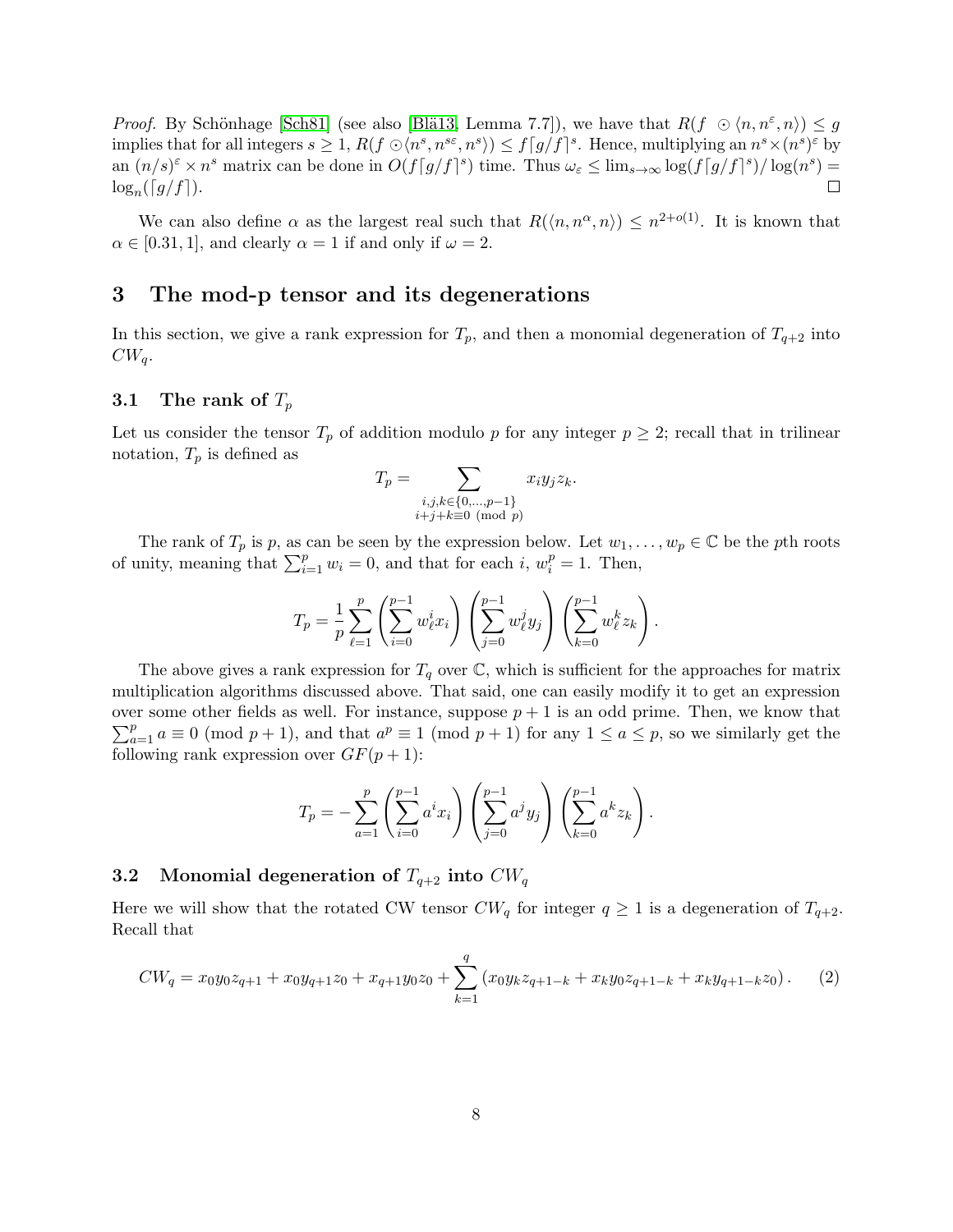*Proof.* By Schönhage [Sch81] (see also [Blä13, Lemma 7.7]), we have that $R(f \odot \langle n, n^\varepsilon, n\rangle) \leq g$ implies that for all integers $s \geq 1$, $R(f \odot \langle n^s, n^{s\varepsilon}, n^s\rangle) \leq f\lceil g/f\rceil^s$. Hence, multiplying an $n^s \times (n^s)^\varepsilon$ by an $(n/s)^\varepsilon \times n^s$ matrix can be done in $O(f\lceil g/f\rceil^s)$ time. Thus $\omega_\varepsilon \leq \lim_{s\to\infty} \log(f\lceil g/f\rceil^s)/\log(n^s) = \log_n(\lceil g/f\rceil)$. □

We can also define $\alpha$ as the largest real such that $R(\langle n, n^\alpha, n\rangle) \leq n^{2+o(1)}$. It is known that $\alpha \in [0.31, 1]$, and clearly $\alpha = 1$ if and only if $\omega = 2$.

# 3 The mod-p tensor and its degenerations

In this section, we give a rank expression for $T_p$, and then a monomial degeneration of $T_{q+2}$ into $CW_q$.

## 3.1 The rank of $T_p$

Let us consider the tensor $T_p$ of addition modulo $p$ for any integer $p \geq 2$; recall that in trilinear notation, $T_p$ is defined as

$$T_p = \sum_{\substack{i,j,k \in \{0,\ldots,p-1\} \\ i+j+k \equiv 0 \pmod p}} x_i y_j z_k.$$

The rank of $T_p$ is $p$, as can be seen by the expression below. Let $w_1, \ldots, w_p \in \mathbb{C}$ be the $p$th roots of unity, meaning that $\sum_{i=1}^p w_i = 0$, and that for each $i$, $w_i^p = 1$. Then,

$$T_p = \frac{1}{p}\sum_{\ell=1}^{p}\left(\sum_{i=0}^{p-1} w_\ell^i x_i\right)\left(\sum_{j=0}^{p-1} w_\ell^j y_j\right)\left(\sum_{k=0}^{p-1} w_\ell^k z_k\right).$$

The above gives a rank expression for $T_q$ over $\mathbb{C}$, which is sufficient for the approaches for matrix multiplication algorithms discussed above. That said, one can easily modify it to get an expression over some other fields as well. For instance, suppose $p+1$ is an odd prime. Then, we know that $\sum_{a=1}^p a \equiv 0 \pmod{p+1}$, and that $a^p \equiv 1 \pmod{p+1}$ for any $1 \leq a \leq p$, so we similarly get the following rank expression over $GF(p+1)$:

$$T_p = -\sum_{a=1}^{p}\left(\sum_{i=0}^{p-1} a^i x_i\right)\left(\sum_{j=0}^{p-1} a^j y_j\right)\left(\sum_{k=0}^{p-1} a^k z_k\right).$$

## 3.2 Monomial degeneration of $T_{q+2}$ into $CW_q$

Here we will show that the rotated CW tensor $CW_q$ for integer $q \geq 1$ is a degeneration of $T_{q+2}$. Recall that

$$CW_q = x_0y_0z_{q+1} + x_0y_{q+1}z_0 + x_{q+1}y_0z_0 + \sum_{k=1}^{q}\left(x_0y_kz_{q+1-k} + x_ky_0z_{q+1-k} + x_ky_{q+1-k}z_0\right). \quad (2)$$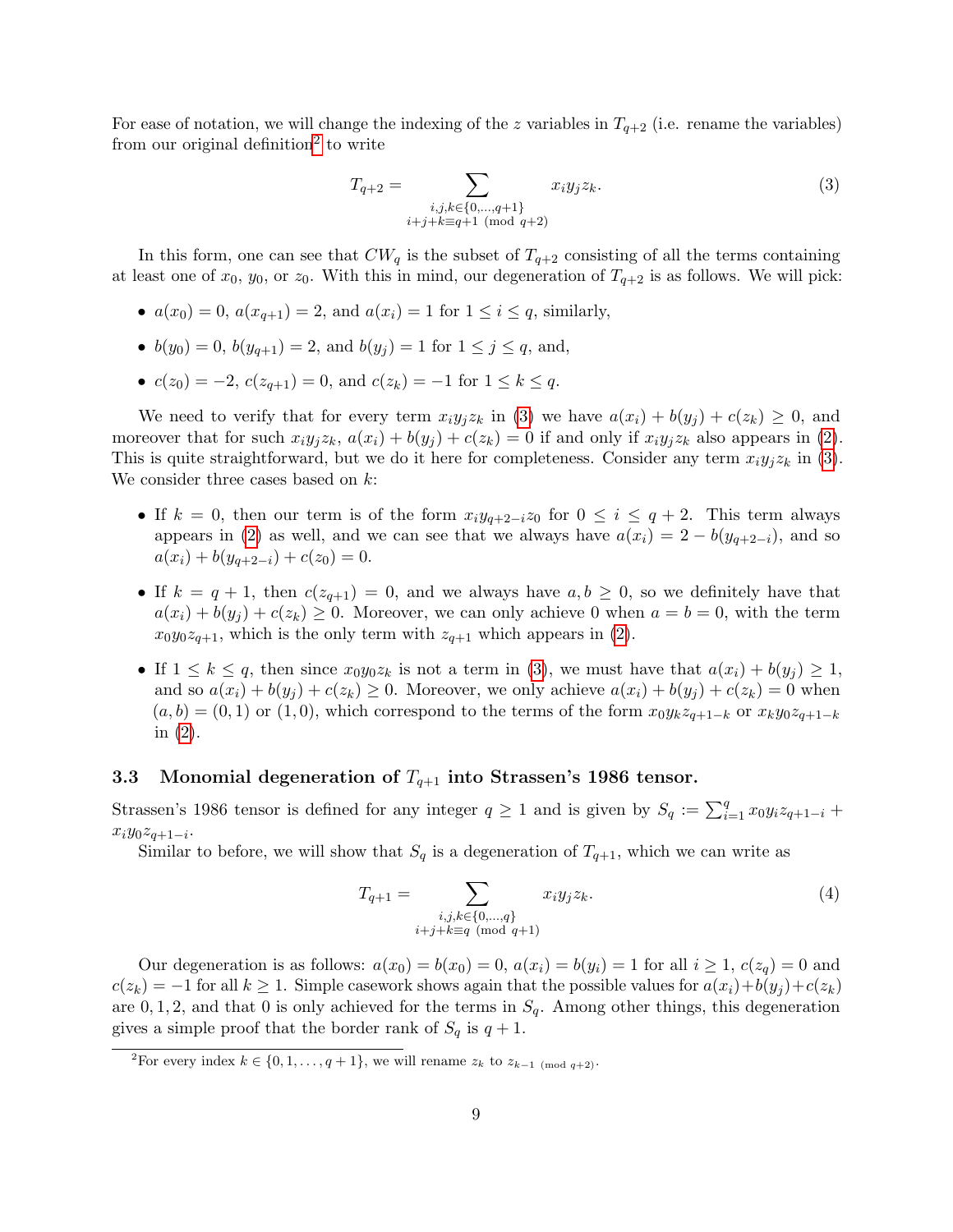For ease of notation, we will change the indexing of the $z$ variables in $T_{q+2}$ (i.e. rename the variables) from our original definition[2] to write

$$T_{q+2} = \sum_{\substack{i,j,k \in \{0,\ldots,q+1\} \\ i+j+k \equiv q+1 \pmod{q+2}}} x_i y_j z_k. \tag{3}$$

In this form, one can see that $CW_q$ is the subset of $T_{q+2}$ consisting of all the terms containing at least one of $x_0$, $y_0$, or $z_0$. With this in mind, our degeneration of $T_{q+2}$ is as follows. We will pick:

- $a(x_0) = 0$, $a(x_{q+1}) = 2$, and $a(x_i) = 1$ for $1 \le i \le q$, similarly,
- $b(y_0) = 0$, $b(y_{q+1}) = 2$, and $b(y_j) = 1$ for $1 \le j \le q$, and,
- $c(z_0) = -2$, $c(z_{q+1}) = 0$, and $c(z_k) = -1$ for $1 \le k \le q$.

We need to verify that for every term $x_i y_j z_k$ in (3) we have $a(x_i) + b(y_j) + c(z_k) \ge 0$, and moreover that for such $x_i y_j z_k$, $a(x_i) + b(y_j) + c(z_k) = 0$ if and only if $x_i y_j z_k$ also appears in (2). This is quite straightforward, but we do it here for completeness. Consider any term $x_i y_j z_k$ in (3). We consider three cases based on $k$:

- If $k = 0$, then our term is of the form $x_i y_{q+2-i} z_0$ for $0 \le i \le q+2$. This term always appears in (2) as well, and we can see that we always have $a(x_i) = 2 - b(y_{q+2-i})$, and so $a(x_i) + b(y_{q+2-i}) + c(z_0) = 0$.
- If $k = q+1$, then $c(z_{q+1}) = 0$, and we always have $a, b \ge 0$, so we definitely have that $a(x_i) + b(y_j) + c(z_k) \ge 0$. Moreover, we can only achieve 0 when $a = b = 0$, with the term $x_0 y_0 z_{q+1}$, which is the only term with $z_{q+1}$ which appears in (2).
- If $1 \le k \le q$, then since $x_0 y_0 z_k$ is not a term in (3), we must have that $a(x_i) + b(y_j) \ge 1$, and so $a(x_i) + b(y_j) + c(z_k) \ge 0$. Moreover, we only achieve $a(x_i) + b(y_j) + c(z_k) = 0$ when $(a, b) = (0, 1)$ or $(1, 0)$, which correspond to the terms of the form $x_0 y_k z_{q+1-k}$ or $x_k y_0 z_{q+1-k}$ in (2).

### 3.3 Monomial degeneration of $T_{q+1}$ into Strassen's 1986 tensor.

Strassen's 1986 tensor is defined for any integer $q \ge 1$ and is given by $S_q := \sum_{i=1}^{q} x_0 y_i z_{q+1-i} + x_i y_0 z_{q+1-i}$.

Similar to before, we will show that $S_q$ is a degeneration of $T_{q+1}$, which we can write as

$$T_{q+1} = \sum_{\substack{i,j,k \in \{0,\ldots,q\} \\ i+j+k \equiv q \pmod{q+1}}} x_i y_j z_k. \tag{4}$$

Our degeneration is as follows: $a(x_0) = b(x_0) = 0$, $a(x_i) = b(y_i) = 1$ for all $i \ge 1$, $c(z_q) = 0$ and $c(z_k) = -1$ for all $k \ge 1$. Simple casework shows again that the possible values for $a(x_i) + b(y_j) + c(z_k)$ are $0, 1, 2$, and that 0 is only achieved for the terms in $S_q$. Among other things, this degeneration gives a simple proof that the border rank of $S_q$ is $q+1$.

[2]For every index $k \in \{0, 1, \ldots, q+1\}$, we will rename $z_k$ to $z_{k-1 \pmod{q+2}}$.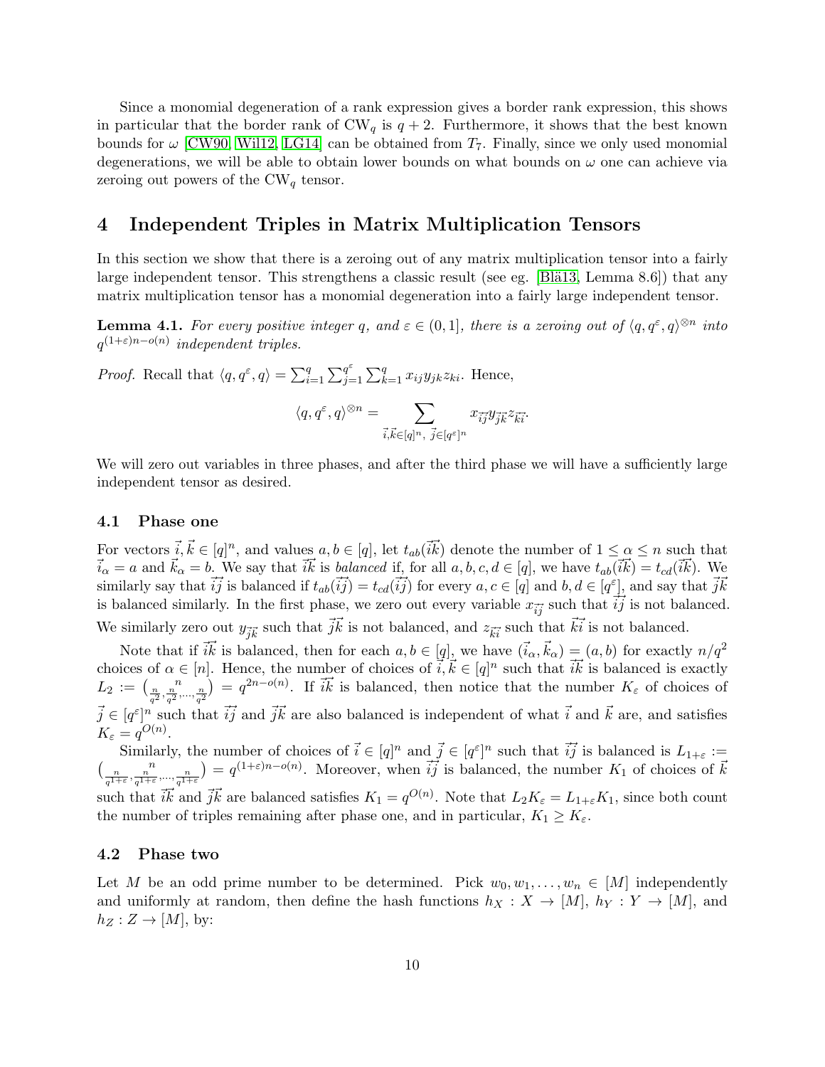Since a monomial degeneration of a rank expression gives a border rank expression, this shows in particular that the border rank of $\mathrm{CW}_q$ is $q+2$. Furthermore, it shows that the best known bounds for $\omega$ [CW90, Wil12, LG14] can be obtained from $T_7$. Finally, since we only used monomial degenerations, we will be able to obtain lower bounds on what bounds on $\omega$ one can achieve via zeroing out powers of the $\mathrm{CW}_q$ tensor.

# 4 Independent Triples in Matrix Multiplication Tensors

In this section we show that there is a zeroing out of any matrix multiplication tensor into a fairly large independent tensor. This strengthens a classic result (see eg. [Blä13, Lemma 8.6]) that any matrix multiplication tensor has a monomial degeneration into a fairly large independent tensor.

**Lemma 4.1.** *For every positive integer $q$, and $\varepsilon \in (0,1]$, there is a zeroing out of $\langle q, q^\varepsilon, q\rangle^{\otimes n}$ into $q^{(1+\varepsilon)n-o(n)}$ independent triples.*

*Proof.* Recall that $\langle q, q^\varepsilon, q\rangle = \sum_{i=1}^{q}\sum_{j=1}^{q^\varepsilon}\sum_{k=1}^{q} x_{ij}y_{jk}z_{ki}$. Hence,

$$\langle q, q^\varepsilon, q\rangle^{\otimes n} = \sum_{\vec{i},\vec{k}\in[q]^n,\ \vec{j}\in[q^\varepsilon]^n} x_{\vec{i}\vec{j}}y_{\vec{j}\vec{k}}z_{\vec{k}\vec{i}}.$$

We will zero out variables in three phases, and after the third phase we will have a sufficiently large independent tensor as desired.

## 4.1 Phase one

For vectors $\vec{i},\vec{k}\in[q]^n$, and values $a,b\in[q]$, let $t_{ab}(\vec{i}\vec{k})$ denote the number of $1\le\alpha\le n$ such that $\vec{i}_\alpha = a$ and $\vec{k}_\alpha = b$. We say that $\vec{i}\vec{k}$ is *balanced* if, for all $a,b,c,d\in[q]$, we have $t_{ab}(\vec{i}\vec{k}) = t_{cd}(\vec{i}\vec{k})$. We similarly say that $\vec{i}\vec{j}$ is balanced if $t_{ab}(\vec{i}\vec{j}) = t_{cd}(\vec{i}\vec{j})$ for every $a,c\in[q]$ and $b,d\in[q^\varepsilon]$, and say that $\vec{j}\vec{k}$ is balanced similarly. In the first phase, we zero out every variable $x_{\vec{i}\vec{j}}$ such that $\vec{i}\vec{j}$ is not balanced. We similarly zero out $y_{\vec{j}\vec{k}}$ such that $\vec{j}\vec{k}$ is not balanced, and $z_{\vec{k}\vec{i}}$ such that $\vec{k}\vec{i}$ is not balanced.

Note that if $\vec{i}\vec{k}$ is balanced, then for each $a,b\in[q]$, we have $(\vec{i}_\alpha,\vec{k}_\alpha)=(a,b)$ for exactly $n/q^2$ choices of $\alpha\in[n]$. Hence, the number of choices of $\vec{i},\vec{k}\in[q]^n$ such that $\vec{i}\vec{k}$ is balanced is exactly $L_2 := \binom{n}{\frac{n}{q^2},\frac{n}{q^2},\ldots,\frac{n}{q^2}} = q^{2n-o(n)}$. If $\vec{i}\vec{k}$ is balanced, then notice that the number $K_\varepsilon$ of choices of $\vec{j}\in[q^\varepsilon]^n$ such that $\vec{i}\vec{j}$ and $\vec{j}\vec{k}$ are also balanced is independent of what $\vec{i}$ and $\vec{k}$ are, and satisfies $K_\varepsilon = q^{O(n)}$.

Similarly, the number of choices of $\vec{i}\in[q]^n$ and $\vec{j}\in[q^\varepsilon]^n$ such that $\vec{i}\vec{j}$ is balanced is $L_{1+\varepsilon} := \binom{n}{\frac{n}{q^{1+\varepsilon}},\frac{n}{q^{1+\varepsilon}},\ldots,\frac{n}{q^{1+\varepsilon}}} = q^{(1+\varepsilon)n-o(n)}$. Moreover, when $\vec{i}\vec{j}$ is balanced, the number $K_1$ of choices of $\vec{k}$ such that $\vec{i}\vec{k}$ and $\vec{j}\vec{k}$ are balanced satisfies $K_1 = q^{O(n)}$. Note that $L_2K_\varepsilon = L_{1+\varepsilon}K_1$, since both count the number of triples remaining after phase one, and in particular, $K_1\ge K_\varepsilon$.

## 4.2 Phase two

Let $M$ be an odd prime number to be determined. Pick $w_0,w_1,\ldots,w_n\in[M]$ independently and uniformly at random, then define the hash functions $h_X : X\to[M]$, $h_Y : Y\to[M]$, and $h_Z : Z\to[M]$, by: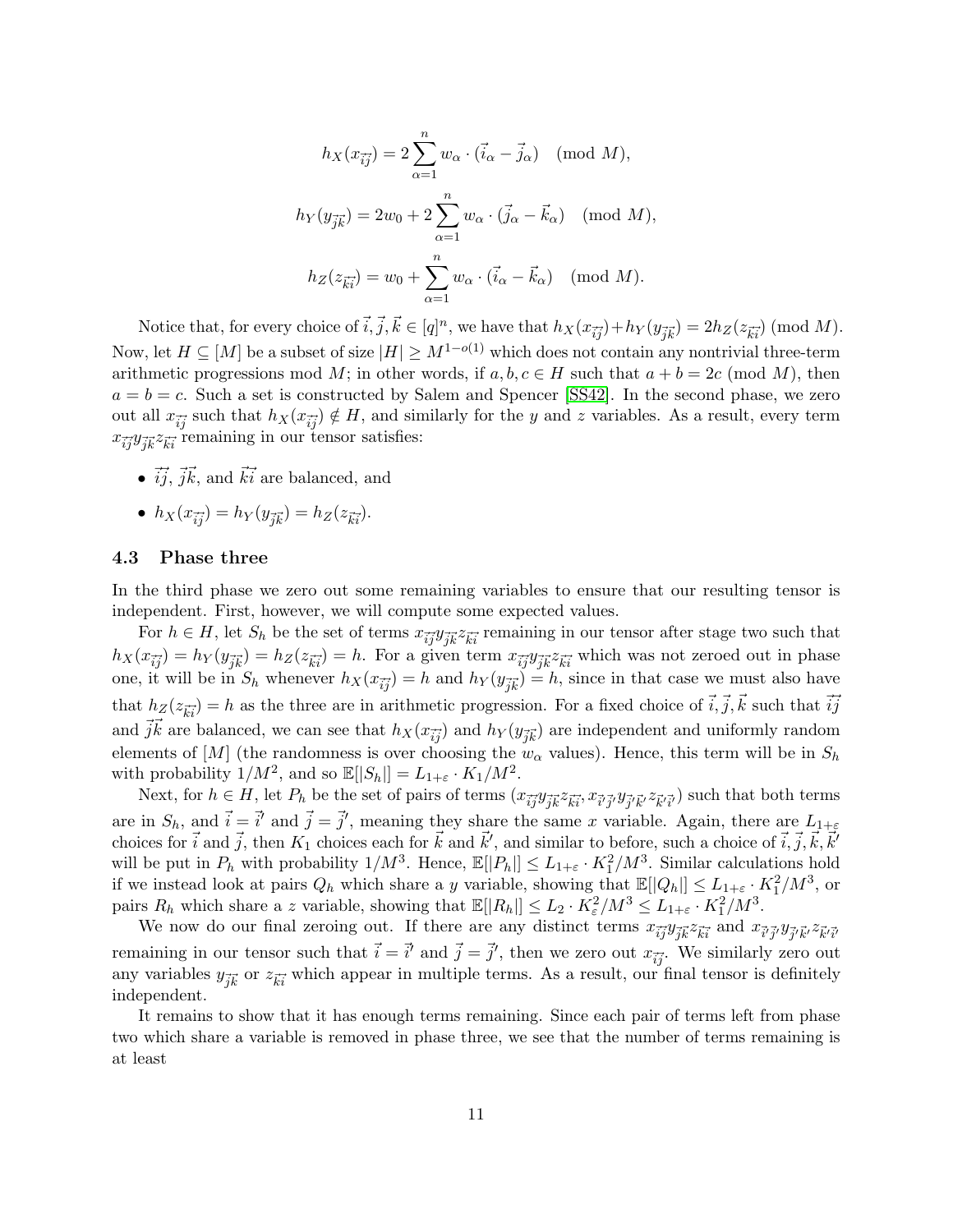$$h_X(x_{\vec{i}\vec{j}}) = 2\sum_{\alpha=1}^{n} w_\alpha \cdot (\vec{i}_\alpha - \vec{j}_\alpha) \pmod{M},$$

$$h_Y(y_{\vec{j}\vec{k}}) = 2w_0 + 2\sum_{\alpha=1}^{n} w_\alpha \cdot (\vec{j}_\alpha - \vec{k}_\alpha) \pmod{M},$$

$$h_Z(z_{\vec{k}\vec{i}}) = w_0 + \sum_{\alpha=1}^{n} w_\alpha \cdot (\vec{i}_\alpha - \vec{k}_\alpha) \pmod{M}.$$

Notice that, for every choice of $\vec{i}, \vec{j}, \vec{k} \in [q]^n$, we have that $h_X(x_{\vec{i}\vec{j}}) + h_Y(y_{\vec{j}\vec{k}}) = 2h_Z(z_{\vec{k}\vec{i}}) \pmod{M}$. Now, let $H \subseteq [M]$ be a subset of size $|H| \geq M^{1-o(1)}$ which does not contain any nontrivial three-term arithmetic progressions mod $M$; in other words, if $a, b, c \in H$ such that $a + b = 2c \pmod{M}$, then $a = b = c$. Such a set is constructed by Salem and Spencer [SS42]. In the second phase, we zero out all $x_{\vec{i}\vec{j}}$ such that $h_X(x_{\vec{i}\vec{j}}) \notin H$, and similarly for the $y$ and $z$ variables. As a result, every term $x_{\vec{i}\vec{j}} y_{\vec{j}\vec{k}} z_{\vec{k}\vec{i}}$ remaining in our tensor satisfies:

- $\vec{i}\vec{j}$, $\vec{j}\vec{k}$, and $\vec{k}\vec{i}$ are balanced, and
- $h_X(x_{\vec{i}\vec{j}}) = h_Y(y_{\vec{j}\vec{k}}) = h_Z(z_{\vec{k}\vec{i}})$.

### 4.3 Phase three

In the third phase we zero out some remaining variables to ensure that our resulting tensor is independent. First, however, we will compute some expected values.

For $h \in H$, let $S_h$ be the set of terms $x_{\vec{i}\vec{j}} y_{\vec{j}\vec{k}} z_{\vec{k}\vec{i}}$ remaining in our tensor after stage two such that $h_X(x_{\vec{i}\vec{j}}) = h_Y(y_{\vec{j}\vec{k}}) = h_Z(z_{\vec{k}\vec{i}}) = h$. For a given term $x_{\vec{i}\vec{j}} y_{\vec{j}\vec{k}} z_{\vec{k}\vec{i}}$ which was not zeroed out in phase one, it will be in $S_h$ whenever $h_X(x_{\vec{i}\vec{j}}) = h$ and $h_Y(y_{\vec{j}\vec{k}}) = h$, since in that case we must also have that $h_Z(z_{\vec{k}\vec{i}}) = h$ as the three are in arithmetic progression. For a fixed choice of $\vec{i}, \vec{j}, \vec{k}$ such that $\vec{i}\vec{j}$ and $\vec{j}\vec{k}$ are balanced, we can see that $h_X(x_{\vec{i}\vec{j}})$ and $h_Y(y_{\vec{j}\vec{k}})$ are independent and uniformly random elements of $[M]$ (the randomness is over choosing the $w_\alpha$ values). Hence, this term will be in $S_h$ with probability $1/M^2$, and so $\mathbb{E}[|S_h|] = L_{1+\varepsilon} \cdot K_1/M^2$.

Next, for $h \in H$, let $P_h$ be the set of pairs of terms $(x_{\vec{i}\vec{j}} y_{\vec{j}\vec{k}} z_{\vec{k}\vec{i}}, x_{\vec{i}'\vec{j}'} y_{\vec{j}'\vec{k}'} z_{\vec{k}'\vec{i}'})$ such that both terms are in $S_h$, and $\vec{i} = \vec{i}'$ and $\vec{j} = \vec{j}'$, meaning they share the same $x$ variable. Again, there are $L_{1+\varepsilon}$ choices for $\vec{i}$ and $\vec{j}$, then $K_1$ choices each for $\vec{k}$ and $\vec{k}'$, and similar to before, such a choice of $\vec{i}, \vec{j}, \vec{k}, \vec{k}'$ will be put in $P_h$ with probability $1/M^3$. Hence, $\mathbb{E}[|P_h|] \leq L_{1+\varepsilon} \cdot K_1^2/M^3$. Similar calculations hold if we instead look at pairs $Q_h$ which share a $y$ variable, showing that $\mathbb{E}[|Q_h|] \leq L_{1+\varepsilon} \cdot K_1^2/M^3$, or pairs $R_h$ which share a $z$ variable, showing that $\mathbb{E}[|R_h|] \leq L_2 \cdot K_\varepsilon^2/M^3 \leq L_{1+\varepsilon} \cdot K_1^2/M^3$.

We now do our final zeroing out. If there are any distinct terms $x_{\vec{i}\vec{j}} y_{\vec{j}\vec{k}} z_{\vec{k}\vec{i}}$ and $x_{\vec{i}'\vec{j}'} y_{\vec{j}'\vec{k}'} z_{\vec{k}'\vec{i}'}$ remaining in our tensor such that $\vec{i} = \vec{i}'$ and $\vec{j} = \vec{j}'$, then we zero out $x_{\vec{i}\vec{j}}$. We similarly zero out any variables $y_{\vec{j}\vec{k}}$ or $z_{\vec{k}\vec{i}}$ which appear in multiple terms. As a result, our final tensor is definitely independent.

It remains to show that it has enough terms remaining. Since each pair of terms left from phase two which share a variable is removed in phase three, we see that the number of terms remaining is at least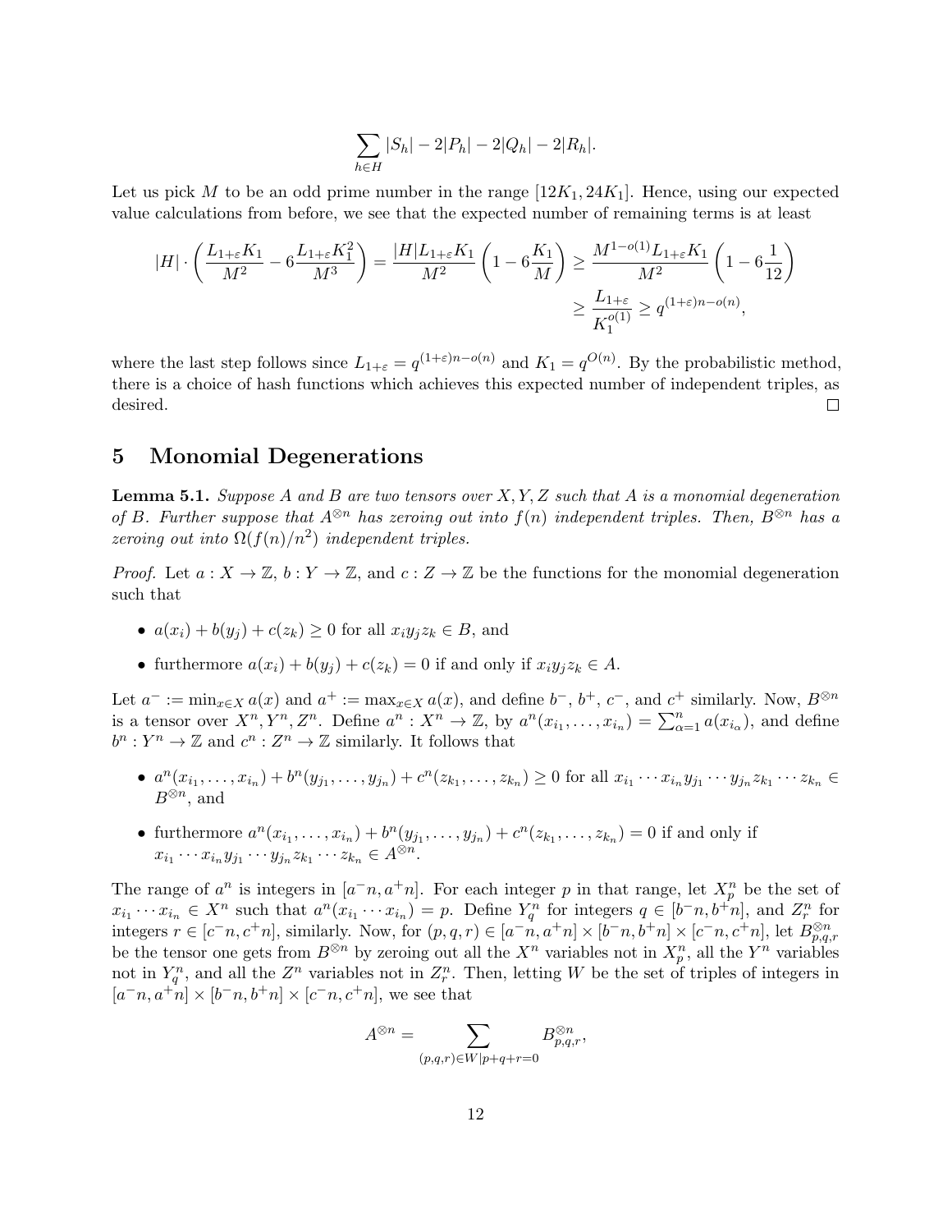$$\sum_{h \in H} |S_h| - 2|P_h| - 2|Q_h| - 2|R_h|.$$

Let us pick $M$ to be an odd prime number in the range $[12K_1, 24K_1]$. Hence, using our expected value calculations from before, we see that the expected number of remaining terms is at least

$$\begin{aligned}
|H| \cdot \left( \frac{L_{1+\varepsilon} K_1}{M^2} - 6 \frac{L_{1+\varepsilon} K_1^2}{M^3} \right) = \frac{|H| L_{1+\varepsilon} K_1}{M^2} \left( 1 - 6 \frac{K_1}{M} \right) &\geq \frac{M^{1-o(1)} L_{1+\varepsilon} K_1}{M^2} \left( 1 - 6 \frac{1}{12} \right) \\
&\geq \frac{L_{1+\varepsilon}}{K_1^{o(1)}} \geq q^{(1+\varepsilon)n - o(n)},
\end{aligned}$$

where the last step follows since $L_{1+\varepsilon} = q^{(1+\varepsilon)n-o(n)}$ and $K_1 = q^{O(n)}$. By the probabilistic method, there is a choice of hash functions which achieves this expected number of independent triples, as desired. □

# 5 Monomial Degenerations

**Lemma 5.1.** *Suppose $A$ and $B$ are two tensors over $X, Y, Z$ such that $A$ is a monomial degeneration of $B$. Further suppose that $A^{\otimes n}$ has zeroing out into $f(n)$ independent triples. Then, $B^{\otimes n}$ has a zeroing out into $\Omega(f(n)/n^2)$ independent triples.*

*Proof.* Let $a : X \to \mathbb{Z}$, $b : Y \to \mathbb{Z}$, and $c : Z \to \mathbb{Z}$ be the functions for the monomial degeneration such that

- $a(x_i) + b(y_j) + c(z_k) \geq 0$ for all $x_i y_j z_k \in B$, and
- furthermore $a(x_i) + b(y_j) + c(z_k) = 0$ if and only if $x_i y_j z_k \in A$.

Let $a^- := \min_{x \in X} a(x)$ and $a^+ := \max_{x \in X} a(x)$, and define $b^-$, $b^+$, $c^-$, and $c^+$ similarly. Now, $B^{\otimes n}$ is a tensor over $X^n, Y^n, Z^n$. Define $a^n : X^n \to \mathbb{Z}$, by $a^n(x_{i_1}, \ldots, x_{i_n}) = \sum_{\alpha=1}^n a(x_{i_\alpha})$, and define $b^n : Y^n \to \mathbb{Z}$ and $c^n : Z^n \to \mathbb{Z}$ similarly. It follows that

- $a^n(x_{i_1}, \ldots, x_{i_n}) + b^n(y_{j_1}, \ldots, y_{j_n}) + c^n(z_{k_1}, \ldots, z_{k_n}) \geq 0$ for all $x_{i_1} \cdots x_{i_n} y_{j_1} \cdots y_{j_n} z_{k_1} \cdots z_{k_n} \in B^{\otimes n}$, and
- furthermore $a^n(x_{i_1}, \ldots, x_{i_n}) + b^n(y_{j_1}, \ldots, y_{j_n}) + c^n(z_{k_1}, \ldots, z_{k_n}) = 0$ if and only if $x_{i_1} \cdots x_{i_n} y_{j_1} \cdots y_{j_n} z_{k_1} \cdots z_{k_n} \in A^{\otimes n}$.

The range of $a^n$ is integers in $[a^- n, a^+ n]$. For each integer $p$ in that range, let $X_p^n$ be the set of $x_{i_1} \cdots x_{i_n} \in X^n$ such that $a^n(x_{i_1} \cdots x_{i_n}) = p$. Define $Y_q^n$ for integers $q \in [b^- n, b^+ n]$, and $Z_r^n$ for integers $r \in [c^- n, c^+ n]$, similarly. Now, for $(p, q, r) \in [a^- n, a^+ n] \times [b^- n, b^+ n] \times [c^- n, c^+ n]$, let $B_{p,q,r}^{\otimes n}$ be the tensor one gets from $B^{\otimes n}$ by zeroing out all the $X^n$ variables not in $X_p^n$, all the $Y^n$ variables not in $Y_q^n$, and all the $Z^n$ variables not in $Z_r^n$. Then, letting $W$ be the set of triples of integers in $[a^- n, a^+ n] \times [b^- n, b^+ n] \times [c^- n, c^+ n]$, we see that

$$A^{\otimes n} = \sum_{(p,q,r) \in W | p+q+r=0} B_{p,q,r}^{\otimes n},$$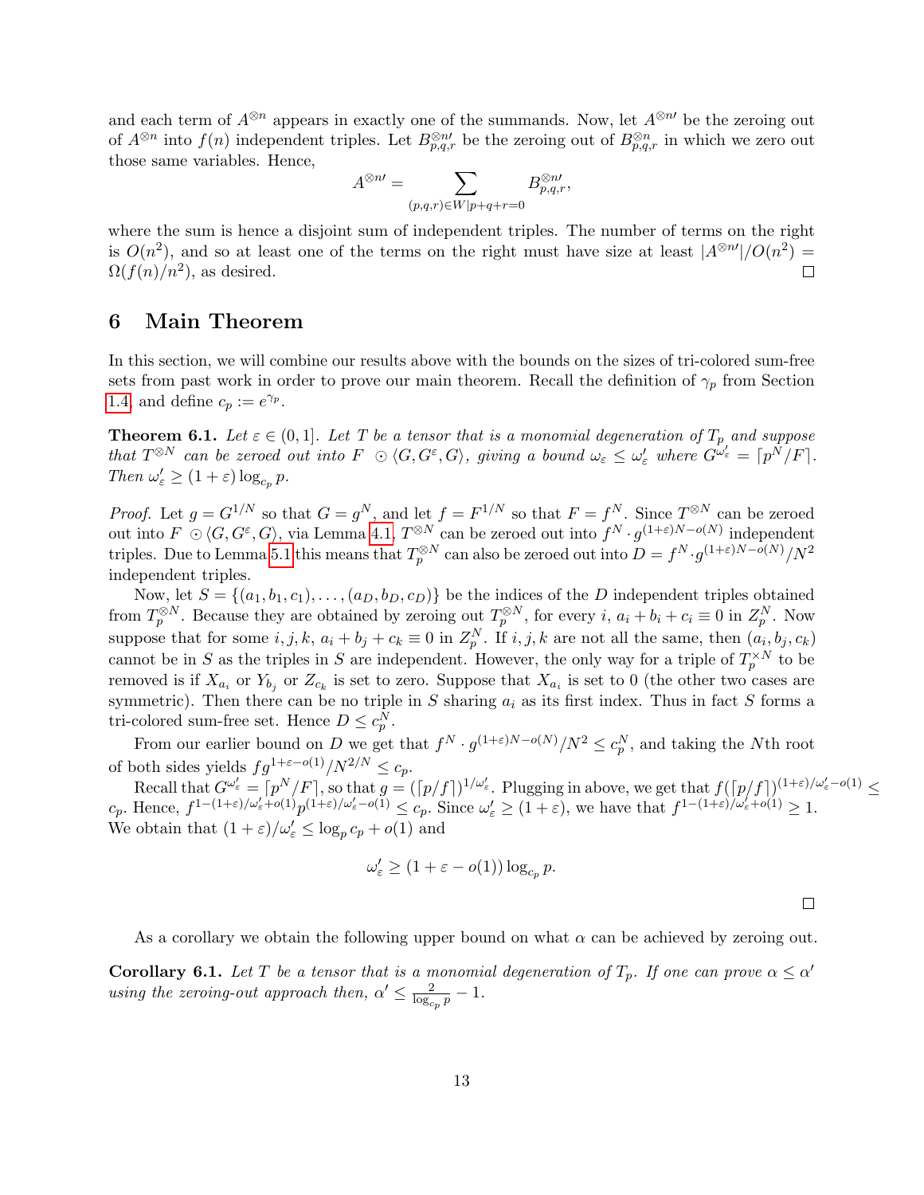and each term of $A^{\otimes n}$ appears in exactly one of the summands. Now, let $A^{\otimes n \prime}$ be the zeroing out of $A^{\otimes n}$ into $f(n)$ independent triples. Let $B^{\otimes n \prime}_{p,q,r}$ be the zeroing out of $B^{\otimes n}_{p,q,r}$ in which we zero out those same variables. Hence,

$$A^{\otimes n \prime} = \sum_{(p,q,r) \in W | p+q+r=0} B^{\otimes n \prime}_{p,q,r},$$

where the sum is hence a disjoint sum of independent triples. The number of terms on the right is $O(n^2)$, and so at least one of the terms on the right must have size at least $|A^{\otimes n \prime}|/O(n^2) = \Omega(f(n)/n^2)$, as desired. $\square$

## 6 Main Theorem

In this section, we will combine our results above with the bounds on the sizes of tri-colored sum-free sets from past work in order to prove our main theorem. Recall the definition of $\gamma_p$ from Section 1.4 and define $c_p := e^{\gamma_p}$.

**Theorem 6.1.** *Let $\varepsilon \in (0, 1]$. Let $T$ be a tensor that is a monomial degeneration of $T_p$ and suppose that $T^{\otimes N}$ can be zeroed out into $F \odot \langle G, G^{\varepsilon}, G \rangle$, giving a bound $\omega_\varepsilon \leq \omega'_\varepsilon$ where $G^{\omega'_\varepsilon} = \lceil p^N / F \rceil$. Then $\omega'_\varepsilon \geq (1 + \varepsilon) \log_{c_p} p$.*

*Proof.* Let $g = G^{1/N}$ so that $G = g^N$, and let $f = F^{1/N}$ so that $F = f^N$. Since $T^{\otimes N}$ can be zeroed out into $F \odot \langle G, G^{\varepsilon}, G \rangle$, via Lemma 4.1, $T^{\otimes N}$ can be zeroed out into $f^N \cdot g^{(1+\varepsilon)N - o(N)}$ independent triples. Due to Lemma 5.1 this means that $T_p^{\otimes N}$ can also be zeroed out into $D = f^N \cdot g^{(1+\varepsilon)N - o(N)}/N^2$ independent triples.

Now, let $S = \{(a_1, b_1, c_1), \ldots, (a_D, b_D, c_D)\}$ be the indices of the $D$ independent triples obtained from $T_p^{\otimes N}$. Because they are obtained by zeroing out $T_p^{\otimes N}$, for every $i$, $a_i + b_i + c_i \equiv 0$ in $Z_p^N$. Now suppose that for some $i, j, k$, $a_i + b_j + c_k \equiv 0$ in $Z_p^N$. If $i, j, k$ are not all the same, then $(a_i, b_j, c_k)$ cannot be in $S$ as the triples in $S$ are independent. However, the only way for a triple of $T_p^{\times N}$ to be removed is if $X_{a_i}$ or $Y_{b_j}$ or $Z_{c_k}$ is set to zero. Suppose that $X_{a_i}$ is set to 0 (the other two cases are symmetric). Then there can be no triple in $S$ sharing $a_i$ as its first index. Thus in fact $S$ forms a tri-colored sum-free set. Hence $D \leq c_p^N$.

From our earlier bound on $D$ we get that $f^N \cdot g^{(1+\varepsilon)N - o(N)}/N^2 \leq c_p^N$, and taking the $N$th root of both sides yields $fg^{1+\varepsilon - o(1)}/N^{2/N} \leq c_p$.

Recall that $G^{\omega'_\varepsilon} = \lceil p^N / F \rceil$, so that $g = (\lceil p/f \rceil)^{1/\omega'_\varepsilon}$. Plugging in above, we get that $f(\lceil p/f \rceil)^{(1+\varepsilon)/\omega'_\varepsilon - o(1)} \leq c_p$. Hence, $f^{1-(1+\varepsilon)/\omega'_\varepsilon + o(1)} p^{(1+\varepsilon)/\omega'_\varepsilon - o(1)} \leq c_p$. Since $\omega'_\varepsilon \geq (1 + \varepsilon)$, we have that $f^{1-(1+\varepsilon)/\omega'_\varepsilon + o(1)} \geq 1$. We obtain that $(1 + \varepsilon)/\omega'_\varepsilon \leq \log_p c_p + o(1)$ and

$$\omega'_\varepsilon \geq (1 + \varepsilon - o(1)) \log_{c_p} p.$$

$\square$

As a corollary we obtain the following upper bound on what $\alpha$ can be achieved by zeroing out.

**Corollary 6.1.** *Let $T$ be a tensor that is a monomial degeneration of $T_p$. If one can prove $\alpha \leq \alpha'$ using the zeroing-out approach then, $\alpha' \leq \frac{2}{\log_{c_p} p} - 1$.*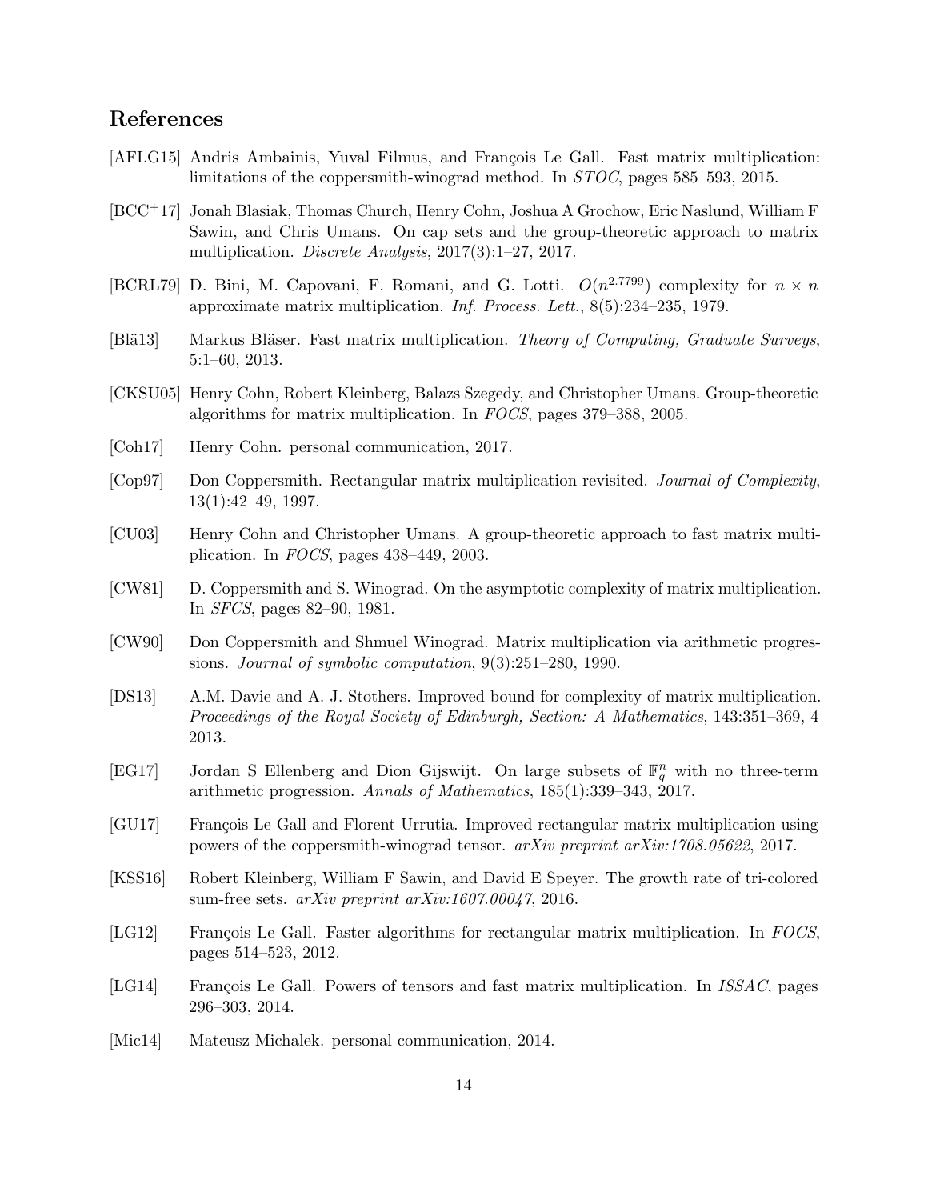## References

[AFLG15] Andris Ambainis, Yuval Filmus, and François Le Gall. Fast matrix multiplication: limitations of the coppersmith-winograd method. In *STOC*, pages 585–593, 2015.

[BCC+17] Jonah Blasiak, Thomas Church, Henry Cohn, Joshua A Grochow, Eric Naslund, William F Sawin, and Chris Umans. On cap sets and the group-theoretic approach to matrix multiplication. *Discrete Analysis*, 2017(3):1–27, 2017.

[BCRL79] D. Bini, M. Capovani, F. Romani, and G. Lotti. $O(n^{2.7799})$ complexity for $n \times n$ approximate matrix multiplication. *Inf. Process. Lett.*, 8(5):234–235, 1979.

[Blä13] Markus Bläser. Fast matrix multiplication. *Theory of Computing, Graduate Surveys*, 5:1–60, 2013.

[CKSU05] Henry Cohn, Robert Kleinberg, Balazs Szegedy, and Christopher Umans. Group-theoretic algorithms for matrix multiplication. In *FOCS*, pages 379–388, 2005.

[Coh17] Henry Cohn. personal communication, 2017.

[Cop97] Don Coppersmith. Rectangular matrix multiplication revisited. *Journal of Complexity*, 13(1):42–49, 1997.

[CU03] Henry Cohn and Christopher Umans. A group-theoretic approach to fast matrix multiplication. In *FOCS*, pages 438–449, 2003.

[CW81] D. Coppersmith and S. Winograd. On the asymptotic complexity of matrix multiplication. In *SFCS*, pages 82–90, 1981.

[CW90] Don Coppersmith and Shmuel Winograd. Matrix multiplication via arithmetic progressions. *Journal of symbolic computation*, 9(3):251–280, 1990.

[DS13] A.M. Davie and A. J. Stothers. Improved bound for complexity of matrix multiplication. *Proceedings of the Royal Society of Edinburgh, Section: A Mathematics*, 143:351–369, 4 2013.

[EG17] Jordan S Ellenberg and Dion Gijswijt. On large subsets of $\mathbb{F}_q^n$ with no three-term arithmetic progression. *Annals of Mathematics*, 185(1):339–343, 2017.

[GU17] François Le Gall and Florent Urrutia. Improved rectangular matrix multiplication using powers of the coppersmith-winograd tensor. *arXiv preprint arXiv:1708.05622*, 2017.

[KSS16] Robert Kleinberg, William F Sawin, and David E Speyer. The growth rate of tri-colored sum-free sets. *arXiv preprint arXiv:1607.00047*, 2016.

[LG12] François Le Gall. Faster algorithms for rectangular matrix multiplication. In *FOCS*, pages 514–523, 2012.

[LG14] François Le Gall. Powers of tensors and fast matrix multiplication. In *ISSAC*, pages 296–303, 2014.

[Mic14] Mateusz Michalek. personal communication, 2014.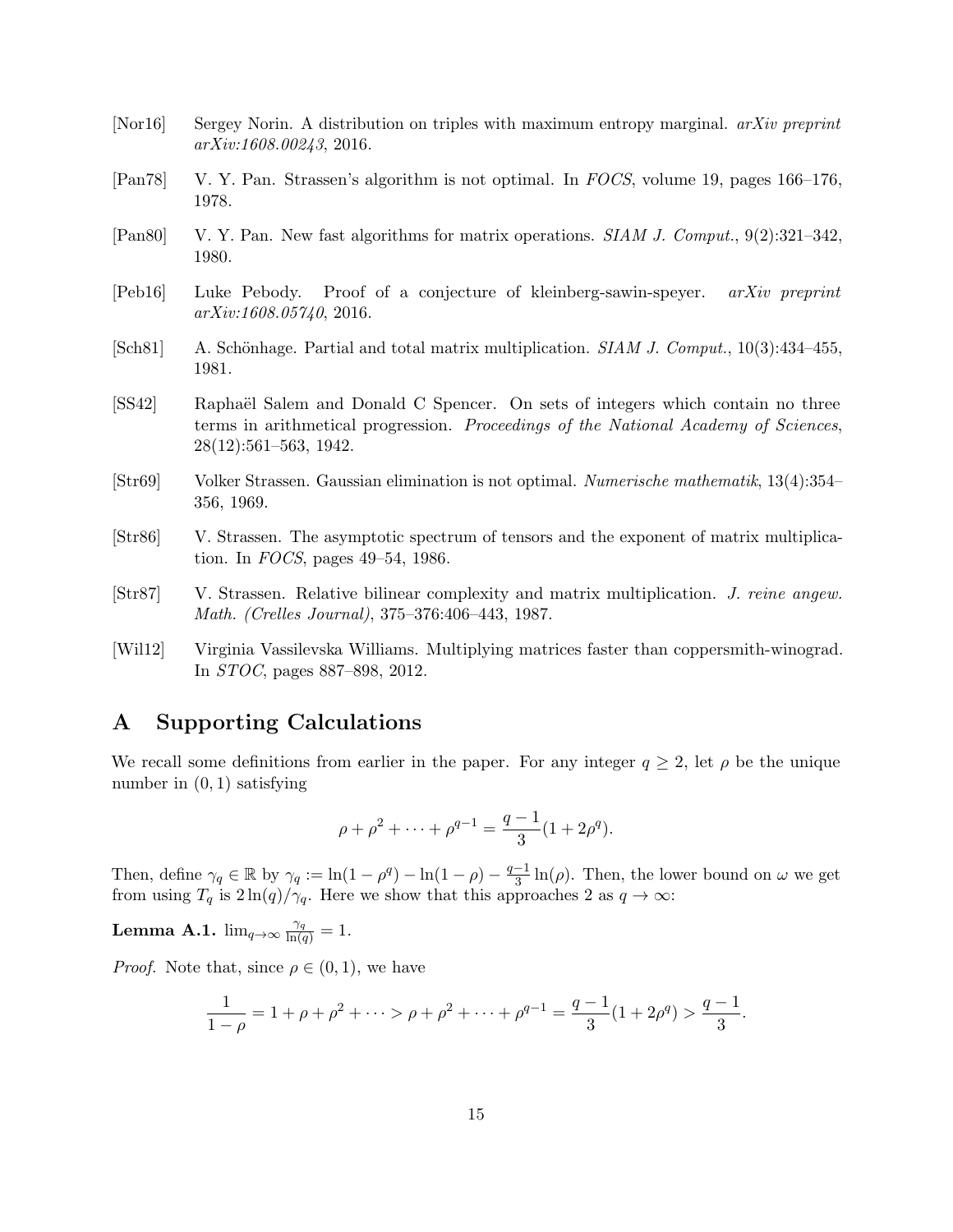[Nor16] Sergey Norin. A distribution on triples with maximum entropy marginal. *arXiv preprint arXiv:1608.00243*, 2016.

[Pan78] V. Y. Pan. Strassen's algorithm is not optimal. In *FOCS*, volume 19, pages 166–176, 1978.

[Pan80] V. Y. Pan. New fast algorithms for matrix operations. *SIAM J. Comput.*, 9(2):321–342, 1980.

[Peb16] Luke Pebody. Proof of a conjecture of kleinberg-sawin-speyer. *arXiv preprint arXiv:1608.05740*, 2016.

[Sch81] A. Schönhage. Partial and total matrix multiplication. *SIAM J. Comput.*, 10(3):434–455, 1981.

[SS42] Raphaël Salem and Donald C Spencer. On sets of integers which contain no three terms in arithmetical progression. *Proceedings of the National Academy of Sciences*, 28(12):561–563, 1942.

[Str69] Volker Strassen. Gaussian elimination is not optimal. *Numerische mathematik*, 13(4):354–356, 1969.

[Str86] V. Strassen. The asymptotic spectrum of tensors and the exponent of matrix multiplication. In *FOCS*, pages 49–54, 1986.

[Str87] V. Strassen. Relative bilinear complexity and matrix multiplication. *J. reine angew. Math. (Crelles Journal)*, 375–376:406–443, 1987.

[Wil12] Virginia Vassilevska Williams. Multiplying matrices faster than coppersmith-winograd. In *STOC*, pages 887–898, 2012.

# A Supporting Calculations

We recall some definitions from earlier in the paper. For any integer $q \geq 2$, let $\rho$ be the unique number in $(0, 1)$ satisfying

$$\rho + \rho^2 + \cdots + \rho^{q-1} = \frac{q-1}{3}(1 + 2\rho^q).$$

Then, define $\gamma_q \in \mathbb{R}$ by $\gamma_q := \ln(1 - \rho^q) - \ln(1 - \rho) - \frac{q-1}{3}\ln(\rho)$. Then, the lower bound on $\omega$ we get from using $T_q$ is $2\ln(q)/\gamma_q$. Here we show that this approaches 2 as $q \to \infty$:

**Lemma A.1.** $\lim_{q\to\infty} \frac{\gamma_q}{\ln(q)} = 1$.

*Proof.* Note that, since $\rho \in (0, 1)$, we have

$$\frac{1}{1-\rho} = 1 + \rho + \rho^2 + \cdots > \rho + \rho^2 + \cdots + \rho^{q-1} = \frac{q-1}{3}(1 + 2\rho^q) > \frac{q-1}{3}.$$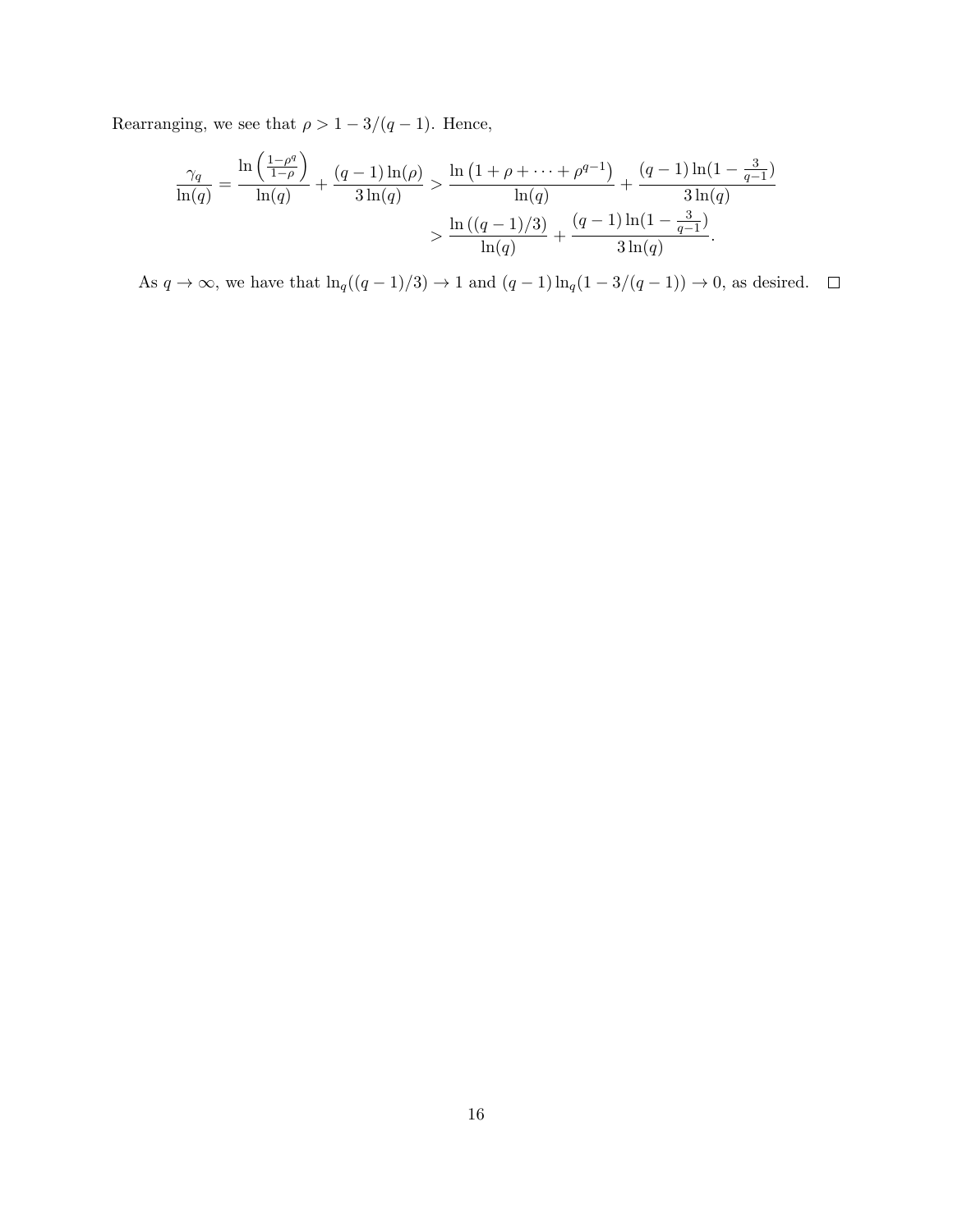Rearranging, we see that $\rho > 1 - 3/(q-1)$. Hence,

$$
\begin{aligned}
\frac{\gamma_q}{\ln(q)} = \frac{\ln\left(\frac{1-\rho^q}{1-\rho}\right)}{\ln(q)} + \frac{(q-1)\ln(\rho)}{3\ln(q)} &> \frac{\ln\left(1 + \rho + \cdots + \rho^{q-1}\right)}{\ln(q)} + \frac{(q-1)\ln(1-\frac{3}{q-1})}{3\ln(q)} \\
&> \frac{\ln\left((q-1)/3\right)}{\ln(q)} + \frac{(q-1)\ln(1-\frac{3}{q-1})}{3\ln(q)}.
\end{aligned}
$$

As $q \to \infty$, we have that $\ln_q((q-1)/3) \to 1$ and $(q-1)\ln_q(1 - 3/(q-1)) \to 0$, as desired. □